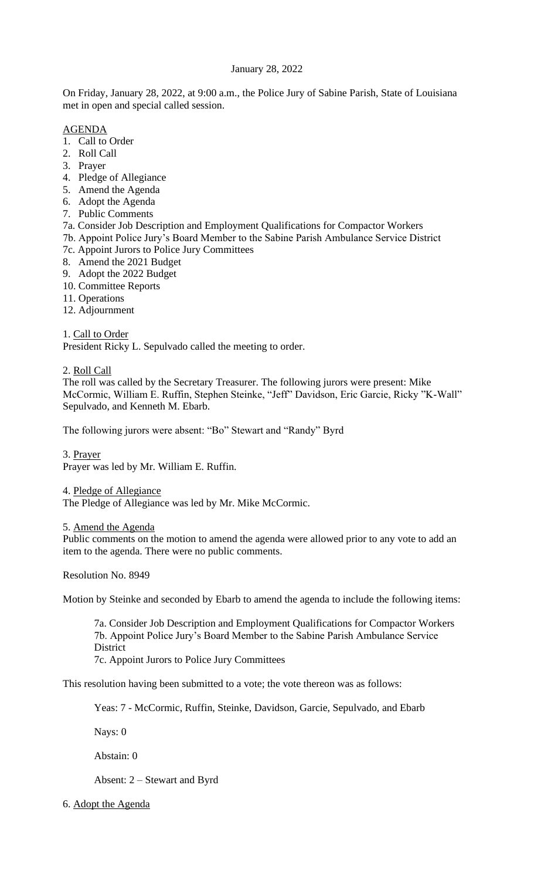January 28, 2022

On Friday, January 28, 2022, at 9:00 a.m., the Police Jury of Sabine Parish, State of Louisiana met in open and special called session.

AGENDA

1. Call to Order
2. Roll Call
3. Prayer
4. Pledge of Allegiance
5. Amend the Agenda
6. Adopt the Agenda
7. Public Comments

7a. Consider Job Description and Employment Qualifications for Compactor Workers
7b. Appoint Police Jury's Board Member to the Sabine Parish Ambulance Service District
7c. Appoint Jurors to Police Jury Committees

8. Amend the 2021 Budget
9. Adopt the 2022 Budget
10. Committee Reports
11. Operations
12. Adjournment

1. Call to Order

President Ricky L. Sepulvado called the meeting to order.

2. Roll Call

The roll was called by the Secretary Treasurer. The following jurors were present: Mike McCormic, William E. Ruffin, Stephen Steinke, "Jeff" Davidson, Eric Garcie, Ricky "K-Wall" Sepulvado, and Kenneth M. Ebarb.

The following jurors were absent: "Bo" Stewart and "Randy" Byrd

3. Prayer

Prayer was led by Mr. William E. Ruffin.

4. Pledge of Allegiance

The Pledge of Allegiance was led by Mr. Mike McCormic.

5. Amend the Agenda

Public comments on the motion to amend the agenda were allowed prior to any vote to add an item to the agenda. There were no public comments.

Resolution No. 8949

Motion by Steinke and seconded by Ebarb to amend the agenda to include the following items:

7a. Consider Job Description and Employment Qualifications for Compactor Workers
7b. Appoint Police Jury's Board Member to the Sabine Parish Ambulance Service District
7c. Appoint Jurors to Police Jury Committees

This resolution having been submitted to a vote; the vote thereon was as follows:

Yeas: 7 - McCormic, Ruffin, Steinke, Davidson, Garcie, Sepulvado, and Ebarb

Nays: 0

Abstain: 0

Absent: 2 – Stewart and Byrd

6. Adopt the Agenda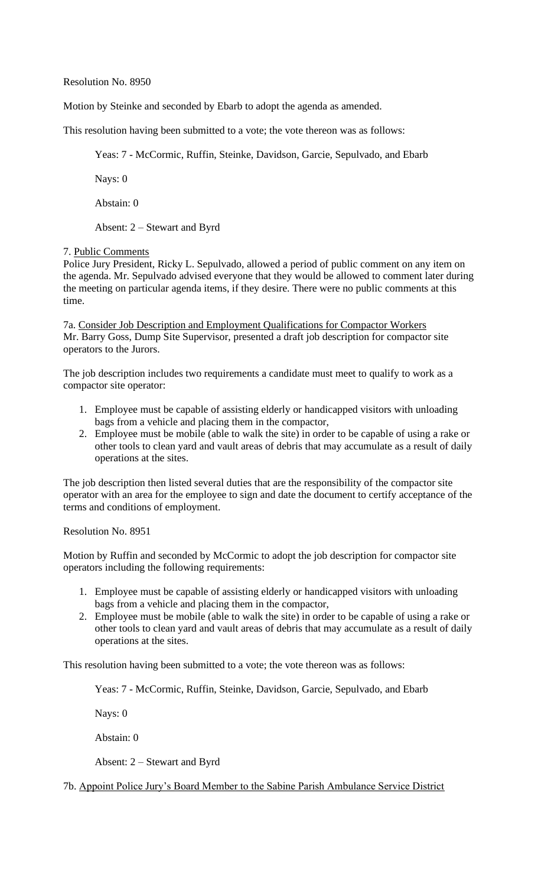Resolution No. 8950

Motion by Steinke and seconded by Ebarb to adopt the agenda as amended.

This resolution having been submitted to a vote; the vote thereon was as follows:

Yeas: 7 - McCormic, Ruffin, Steinke, Davidson, Garcie, Sepulvado, and Ebarb

Nays: 0

Abstain: 0

Absent: 2 – Stewart and Byrd

7. Public Comments

Police Jury President, Ricky L. Sepulvado, allowed a period of public comment on any item on the agenda. Mr. Sepulvado advised everyone that they would be allowed to comment later during the meeting on particular agenda items, if they desire. There were no public comments at this time.

7a. Consider Job Description and Employment Qualifications for Compactor Workers

Mr. Barry Goss, Dump Site Supervisor, presented a draft job description for compactor site operators to the Jurors.

The job description includes two requirements a candidate must meet to qualify to work as a compactor site operator:

1. Employee must be capable of assisting elderly or handicapped visitors with unloading bags from a vehicle and placing them in the compactor,
2. Employee must be mobile (able to walk the site) in order to be capable of using a rake or other tools to clean yard and vault areas of debris that may accumulate as a result of daily operations at the sites.

The job description then listed several duties that are the responsibility of the compactor site operator with an area for the employee to sign and date the document to certify acceptance of the terms and conditions of employment.

Resolution No. 8951

Motion by Ruffin and seconded by McCormic to adopt the job description for compactor site operators including the following requirements:

1. Employee must be capable of assisting elderly or handicapped visitors with unloading bags from a vehicle and placing them in the compactor,
2. Employee must be mobile (able to walk the site) in order to be capable of using a rake or other tools to clean yard and vault areas of debris that may accumulate as a result of daily operations at the sites.

This resolution having been submitted to a vote; the vote thereon was as follows:

Yeas: 7 - McCormic, Ruffin, Steinke, Davidson, Garcie, Sepulvado, and Ebarb

Nays: 0

Abstain: 0

Absent: 2 – Stewart and Byrd

7b. Appoint Police Jury's Board Member to the Sabine Parish Ambulance Service District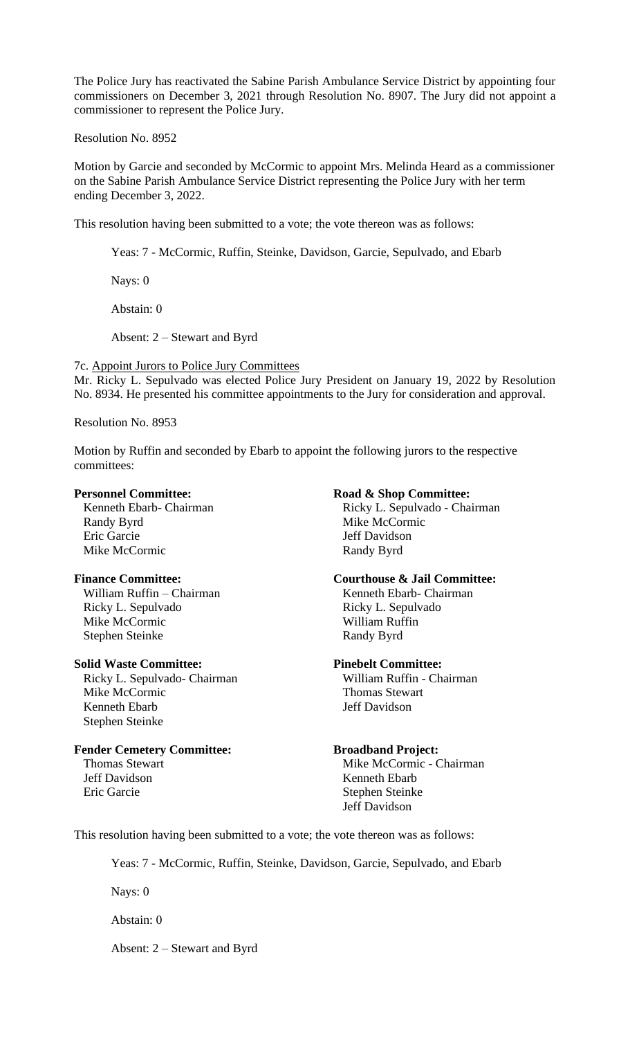The Police Jury has reactivated the Sabine Parish Ambulance Service District by appointing four commissioners on December 3, 2021 through Resolution No. 8907. The Jury did not appoint a commissioner to represent the Police Jury.

Resolution No. 8952

Motion by Garcie and seconded by McCormic to appoint Mrs. Melinda Heard as a commissioner on the Sabine Parish Ambulance Service District representing the Police Jury with her term ending December 3, 2022.

This resolution having been submitted to a vote; the vote thereon was as follows:

Yeas: 7 - McCormic, Ruffin, Steinke, Davidson, Garcie, Sepulvado, and Ebarb

Nays: 0

Abstain: 0

Absent: 2 – Stewart and Byrd

7c. Appoint Jurors to Police Jury Committees

Mr. Ricky L. Sepulvado was elected Police Jury President on January 19, 2022 by Resolution No. 8934. He presented his committee appointments to the Jury for consideration and approval.

Resolution No. 8953

Motion by Ruffin and seconded by Ebarb to appoint the following jurors to the respective committees:

**Personnel Committee:**
Kenneth Ebarb- Chairman
Randy Byrd
Eric Garcie
Mike McCormic

**Road & Shop Committee:**
Ricky L. Sepulvado - Chairman
Mike McCormic
Jeff Davidson
Randy Byrd

**Finance Committee:**
William Ruffin – Chairman
Ricky L. Sepulvado
Mike McCormic
Stephen Steinke

**Courthouse & Jail Committee:**
Kenneth Ebarb- Chairman
Ricky L. Sepulvado
William Ruffin
Randy Byrd

**Solid Waste Committee:**
Ricky L. Sepulvado- Chairman
Mike McCormic
Kenneth Ebarb
Stephen Steinke

**Pinebelt Committee:**
William Ruffin - Chairman
Thomas Stewart
Jeff Davidson

**Fender Cemetery Committee:**
Thomas Stewart
Jeff Davidson
Eric Garcie

**Broadband Project:**
Mike McCormic - Chairman
Kenneth Ebarb
Stephen Steinke
Jeff Davidson

This resolution having been submitted to a vote; the vote thereon was as follows:

Yeas: 7 - McCormic, Ruffin, Steinke, Davidson, Garcie, Sepulvado, and Ebarb

Nays: 0

Abstain: 0

Absent: 2 – Stewart and Byrd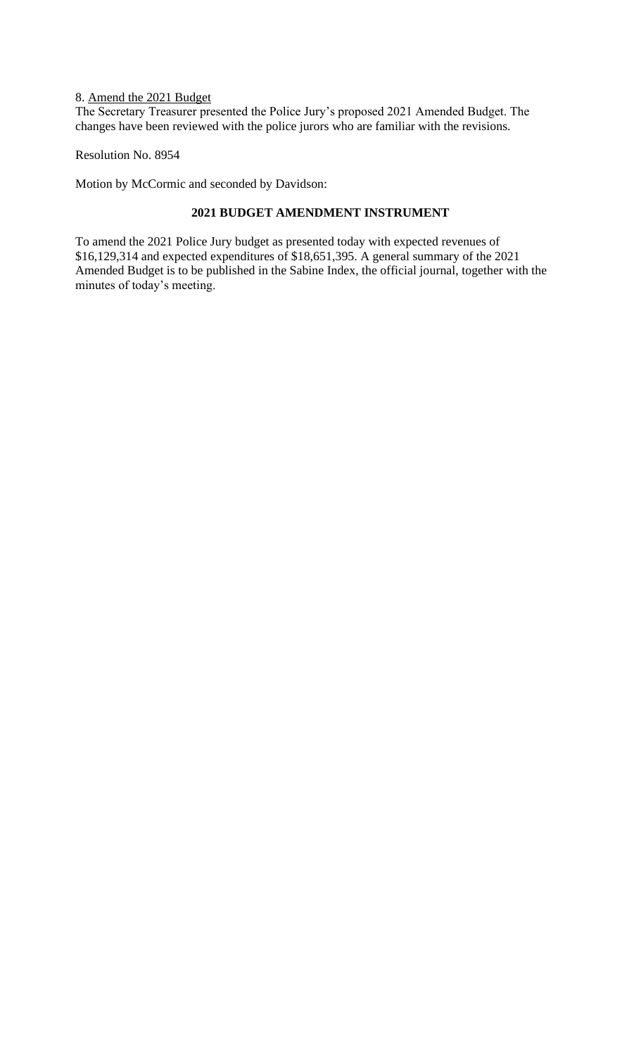8. Amend the 2021 Budget

The Secretary Treasurer presented the Police Jury's proposed 2021 Amended Budget. The changes have been reviewed with the police jurors who are familiar with the revisions.

Resolution No. 8954

Motion by McCormic and seconded by Davidson:

**2021 BUDGET AMENDMENT INSTRUMENT**

To amend the 2021 Police Jury budget as presented today with expected revenues of $16,129,314 and expected expenditures of $18,651,395. A general summary of the 2021 Amended Budget is to be published in the Sabine Index, the official journal, together with the minutes of today's meeting.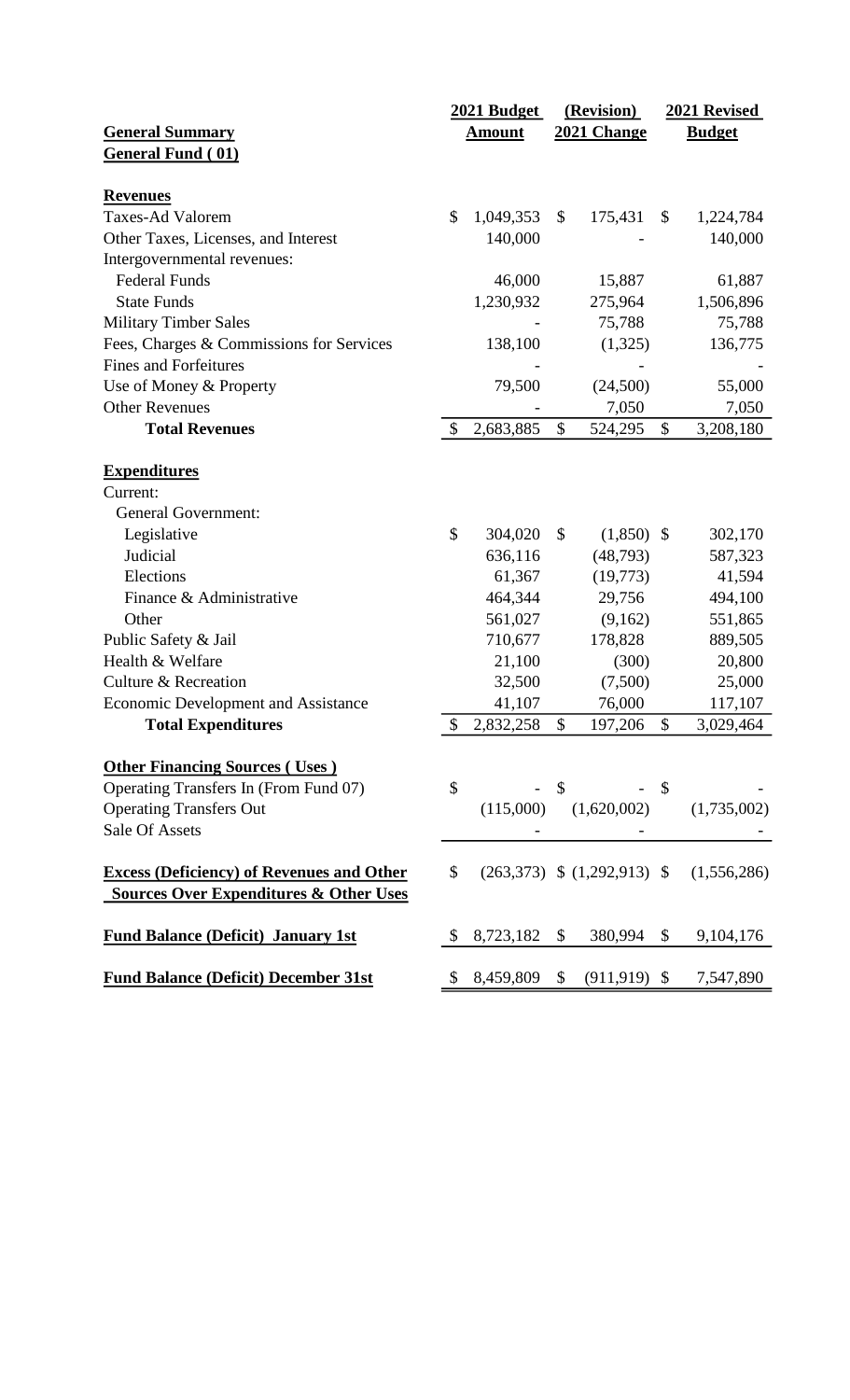| General Summary<br>General Fund ( 01) | 2021 Budget Amount | (Revision) 2021 Change | 2021 Revised Budget |
|---|---|---|---|
| **Revenues** | | | |
| Taxes-Ad Valorem | $ 1,049,353 | $ 175,431 | $ 1,224,784 |
| Other Taxes, Licenses, and Interest | 140,000 | - | 140,000 |
| Intergovernmental revenues: | | | |
| Federal Funds | 46,000 | 15,887 | 61,887 |
| State Funds | 1,230,932 | 275,964 | 1,506,896 |
| Military Timber Sales | - | 75,788 | 75,788 |
| Fees, Charges & Commissions for Services | 138,100 | (1,325) | 136,775 |
| Fines and Forfeitures | - | - | - |
| Use of Money & Property | 79,500 | (24,500) | 55,000 |
| Other Revenues | - | 7,050 | 7,050 |
| **Total Revenues** | $ 2,683,885 | $ 524,295 | $ 3,208,180 |
| **Expenditures** | | | |
| Current: | | | |
| General Government: | | | |
| Legislative | $ 304,020 | $ (1,850) | $ 302,170 |
| Judicial | 636,116 | (48,793) | 587,323 |
| Elections | 61,367 | (19,773) | 41,594 |
| Finance & Administrative | 464,344 | 29,756 | 494,100 |
| Other | 561,027 | (9,162) | 551,865 |
| Public Safety & Jail | 710,677 | 178,828 | 889,505 |
| Health & Welfare | 21,100 | (300) | 20,800 |
| Culture & Recreation | 32,500 | (7,500) | 25,000 |
| Economic Development and Assistance | 41,107 | 76,000 | 117,107 |
| **Total Expenditures** | $ 2,832,258 | $ 197,206 | $ 3,029,464 |
| **Other Financing Sources ( Uses )** | | | |
| Operating Transfers In (From Fund 07) | $ - | $ - | $ - |
| Operating Transfers Out | (115,000) | (1,620,002) | (1,735,002) |
| Sale Of Assets | - | - | - |
| **Excess (Deficiency) of Revenues and Other Sources Over Expenditures & Other Uses** | $ (263,373) | $ (1,292,913) | $ (1,556,286) |
| **Fund Balance (Deficit) January 1st** | $ 8,723,182 | $ 380,994 | $ 9,104,176 |
| **Fund Balance (Deficit) December 31st** | $ 8,459,809 | $ (911,919) | $ 7,547,890 |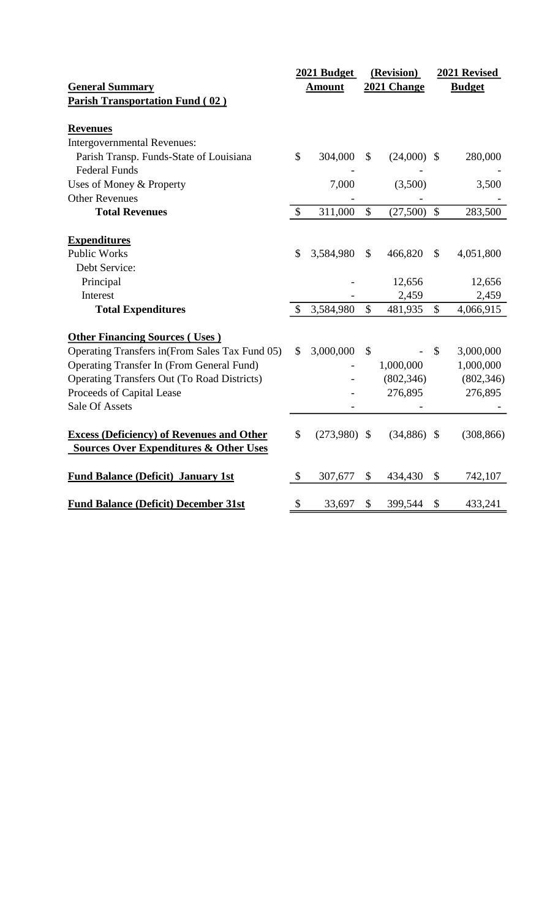| General Summary | 2021 Budget Amount | (Revision) 2021 Change | 2021 Revised Budget |
|---|---|---|---|
| **Parish Transportation Fund ( 02 )** | | | |
| | | | |
| **Revenues** | | | |
| Intergovernmental Revenues: | | | |
| Parish Transp. Funds-State of Louisiana | $ 304,000 | $ (24,000) | $ 280,000 |
| Federal Funds | - | - | - |
| Uses of Money & Property | 7,000 | (3,500) | 3,500 |
| Other Revenues | - | - | - |
| **Total Revenues** | $ 311,000 | $ (27,500) | $ 283,500 |
| | | | |
| **Expenditures** | | | |
| Public Works | $ 3,584,980 | $ 466,820 | $ 4,051,800 |
| Debt Service: | | | |
| Principal | - | 12,656 | 12,656 |
| Interest | - | 2,459 | 2,459 |
| **Total Expenditures** | $ 3,584,980 | $ 481,935 | $ 4,066,915 |
| | | | |
| **Other Financing Sources ( Uses )** | | | |
| Operating Transfers in(From Sales Tax Fund 05) | $ 3,000,000 | $ - | $ 3,000,000 |
| Operating Transfer In (From General Fund) | - | 1,000,000 | 1,000,000 |
| Operating Transfers Out (To Road Districts) | - | (802,346) | (802,346) |
| Proceeds of Capital Lease | - | 276,895 | 276,895 |
| Sale Of Assets | - | - | - |
| | | | |
| **Excess (Deficiency) of Revenues and Other Sources Over Expenditures & Other Uses** | $ (273,980) | $ (34,886) | $ (308,866) |
| | | | |
| **Fund Balance (Deficit) January 1st** | $ 307,677 | $ 434,430 | $ 742,107 |
| | | | |
| **Fund Balance (Deficit) December 31st** | $ 33,697 | $ 399,544 | $ 433,241 |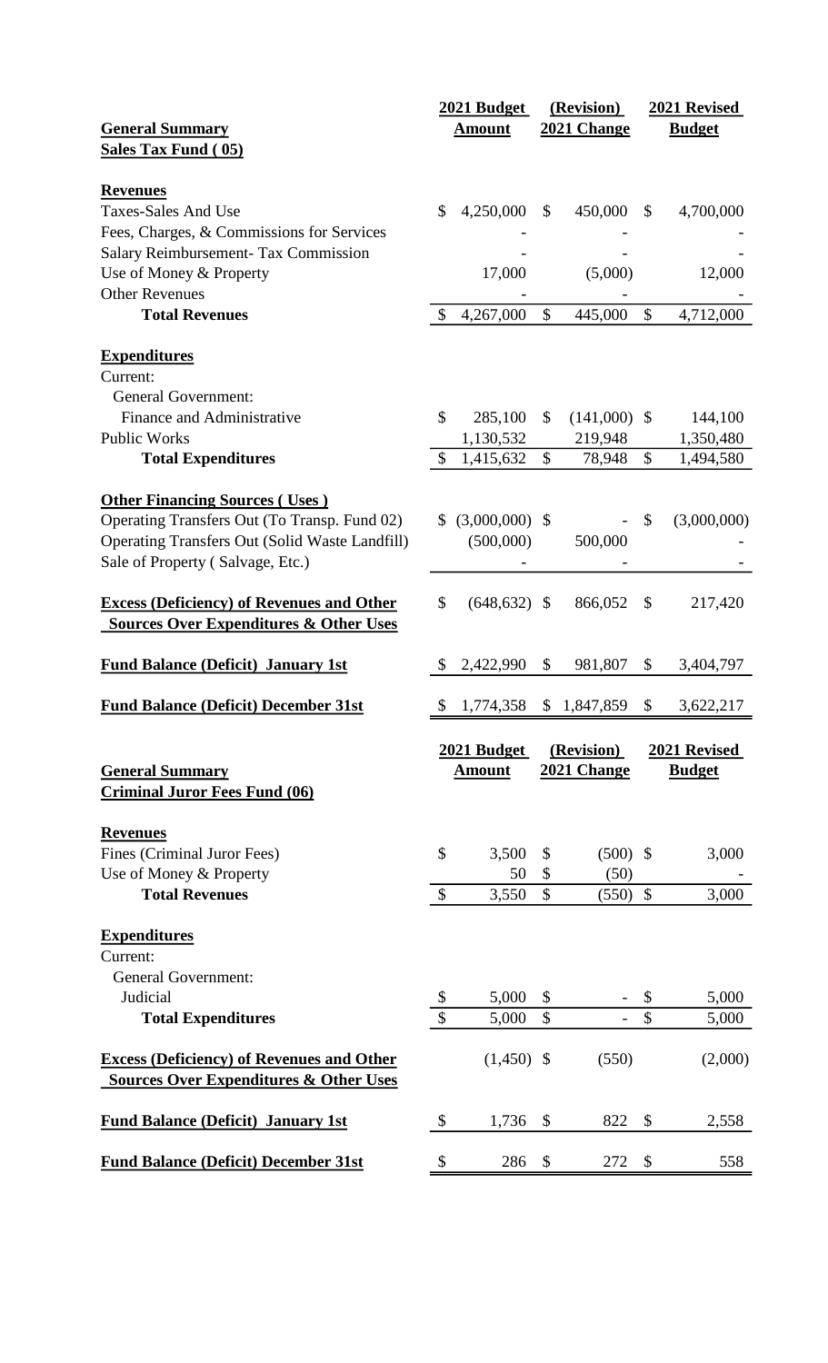| General Summary | 2021 Budget Amount | (Revision) 2021 Change | 2021 Revised Budget |
|---|---|---|---|
| **Sales Tax Fund ( 05)** | | | |
| **Revenues** | | | |
| Taxes-Sales And Use | $ 4,250,000 | $ 450,000 | $ 4,700,000 |
| Fees, Charges, & Commissions for Services | - | - | - |
| Salary Reimbursement- Tax Commission | - | - | - |
| Use of Money & Property | 17,000 | (5,000) | 12,000 |
| Other Revenues | - | - | - |
| **Total Revenues** | $ 4,267,000 | $ 445,000 | $ 4,712,000 |
| **Expenditures** | | | |
| Current: | | | |
| General Government: | | | |
| Finance and Administrative | $ 285,100 | $ (141,000) | $ 144,100 |
| Public Works | 1,130,532 | 219,948 | 1,350,480 |
| **Total Expenditures** | $ 1,415,632 | $ 78,948 | $ 1,494,580 |
| **Other Financing Sources ( Uses )** | | | |
| Operating Transfers Out (To Transp. Fund 02) | $ (3,000,000) | $ - | $ (3,000,000) |
| Operating Transfers Out (Solid Waste Landfill) | (500,000) | 500,000 | - |
| Sale of Property ( Salvage, Etc.) | - | - | - |
| **Excess (Deficiency) of Revenues and Other Sources Over Expenditures & Other Uses** | $ (648,632) | $ 866,052 | $ 217,420 |
| **Fund Balance (Deficit) January 1st** | $ 2,422,990 | $ 981,807 | $ 3,404,797 |
| **Fund Balance (Deficit) December 31st** | $ 1,774,358 | $ 1,847,859 | $ 3,622,217 |

| General Summary | 2021 Budget Amount | (Revision) 2021 Change | 2021 Revised Budget |
|---|---|---|---|
| **Criminal Juror Fees Fund (06)** | | | |
| **Revenues** | | | |
| Fines (Criminal Juror Fees) | $ 3,500 | $ (500) | $ 3,000 |
| Use of Money & Property | 50 | $ (50) | - |
| **Total Revenues** | $ 3,550 | $ (550) | $ 3,000 |
| **Expenditures** | | | |
| Current: | | | |
| General Government: | | | |
| Judicial | $ 5,000 | $ - | $ 5,000 |
| **Total Expenditures** | $ 5,000 | $ - | $ 5,000 |
| **Excess (Deficiency) of Revenues and Other Sources Over Expenditures & Other Uses** | (1,450) | $ (550) | (2,000) |
| **Fund Balance (Deficit) January 1st** | $ 1,736 | $ 822 | $ 2,558 |
| **Fund Balance (Deficit) December 31st** | $ 286 | $ 272 | $ 558 |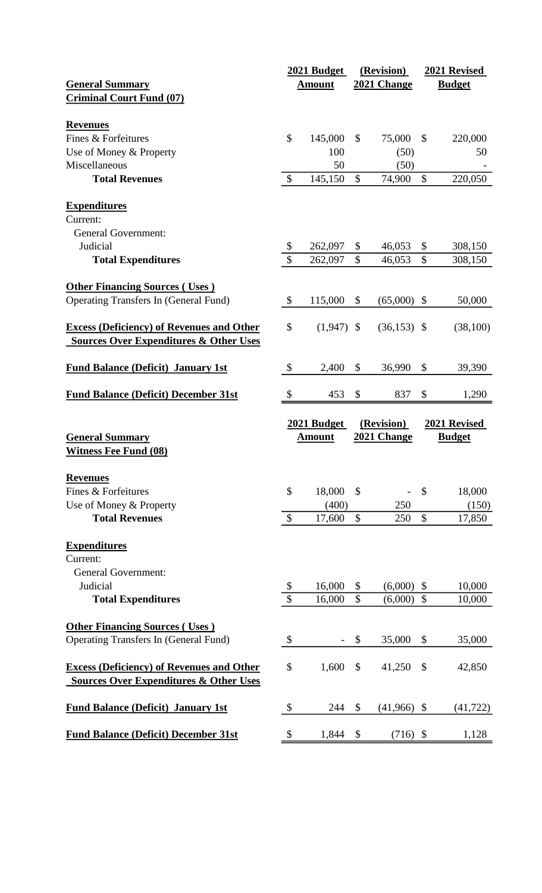| General Summary<br>Criminal Court Fund (07) | 2021 Budget Amount | (Revision) 2021 Change | 2021 Revised Budget |
|---|---|---|---|
| **Revenues** | | | |
| Fines & Forfeitures | $ 145,000 | $ 75,000 | $ 220,000 |
| Use of Money & Property | 100 | (50) | 50 |
| Miscellaneous | 50 | (50) | - |
| **Total Revenues** | $ 145,150 | $ 74,900 | $ 220,050 |
| **Expenditures** | | | |
| Current: | | | |
| General Government: | | | |
| Judicial | $ 262,097 | $ 46,053 | $ 308,150 |
| **Total Expenditures** | $ 262,097 | $ 46,053 | $ 308,150 |
| **Other Financing Sources ( Uses )** | | | |
| Operating Transfers In (General Fund) | $ 115,000 | $ (65,000) | $ 50,000 |
| **Excess (Deficiency) of Revenues and Other Sources Over Expenditures & Other Uses** | $ (1,947) | $ (36,153) | $ (38,100) |
| **Fund Balance (Deficit) January 1st** | $ 2,400 | $ 36,990 | $ 39,390 |
| **Fund Balance (Deficit) December 31st** | $ 453 | $ 837 | $ 1,290 |

| General Summary<br>Witness Fee Fund (08) | 2021 Budget Amount | (Revision) 2021 Change | 2021 Revised Budget |
|---|---|---|---|
| **Revenues** | | | |
| Fines & Forfeitures | $ 18,000 | $ - | $ 18,000 |
| Use of Money & Property | (400) | 250 | (150) |
| **Total Revenues** | $ 17,600 | $ 250 | $ 17,850 |
| **Expenditures** | | | |
| Current: | | | |
| General Government: | | | |
| Judicial | $ 16,000 | $ (6,000) | $ 10,000 |
| **Total Expenditures** | $ 16,000 | $ (6,000) | $ 10,000 |
| **Other Financing Sources ( Uses )** | | | |
| Operating Transfers In (General Fund) | $ - | $ 35,000 | $ 35,000 |
| **Excess (Deficiency) of Revenues and Other Sources Over Expenditures & Other Uses** | $ 1,600 | $ 41,250 | $ 42,850 |
| **Fund Balance (Deficit) January 1st** | $ 244 | $ (41,966) | $ (41,722) |
| **Fund Balance (Deficit) December 31st** | $ 1,844 | $ (716) | $ 1,128 |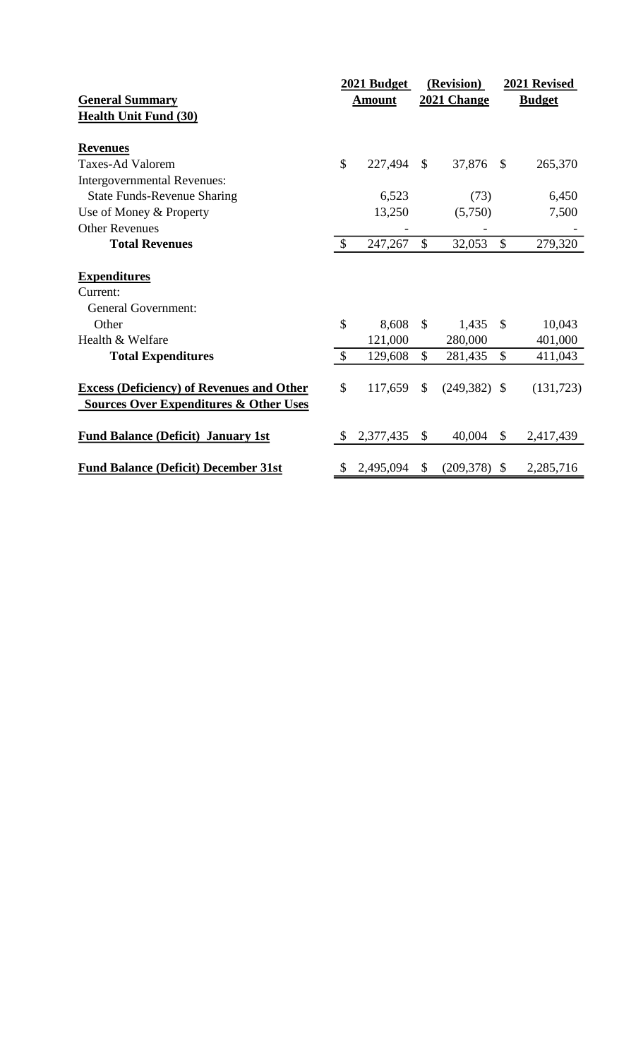| General Summary<br>Health Unit Fund (30) | 2021 Budget Amount | (Revision) 2021 Change | 2021 Revised Budget |
|---|---|---|---|
| **Revenues** | | | |
| Taxes-Ad Valorem | $ 227,494 | $ 37,876 | $ 265,370 |
| Intergovernmental Revenues: | | | |
| State Funds-Revenue Sharing | 6,523 | (73) | 6,450 |
| Use of Money & Property | 13,250 | (5,750) | 7,500 |
| Other Revenues | - | - | - |
| **Total Revenues** | $ 247,267 | $ 32,053 | $ 279,320 |
| **Expenditures** | | | |
| Current: | | | |
| General Government: | | | |
| Other | $ 8,608 | $ 1,435 | $ 10,043 |
| Health & Welfare | 121,000 | 280,000 | 401,000 |
| **Total Expenditures** | $ 129,608 | $ 281,435 | $ 411,043 |
| **Excess (Deficiency) of Revenues and Other Sources Over Expenditures & Other Uses** | $ 117,659 | $ (249,382) | $ (131,723) |
| **Fund Balance (Deficit) January 1st** | $ 2,377,435 | $ 40,004 | $ 2,417,439 |
| **Fund Balance (Deficit) December 31st** | $ 2,495,094 | $ (209,378) | $ 2,285,716 |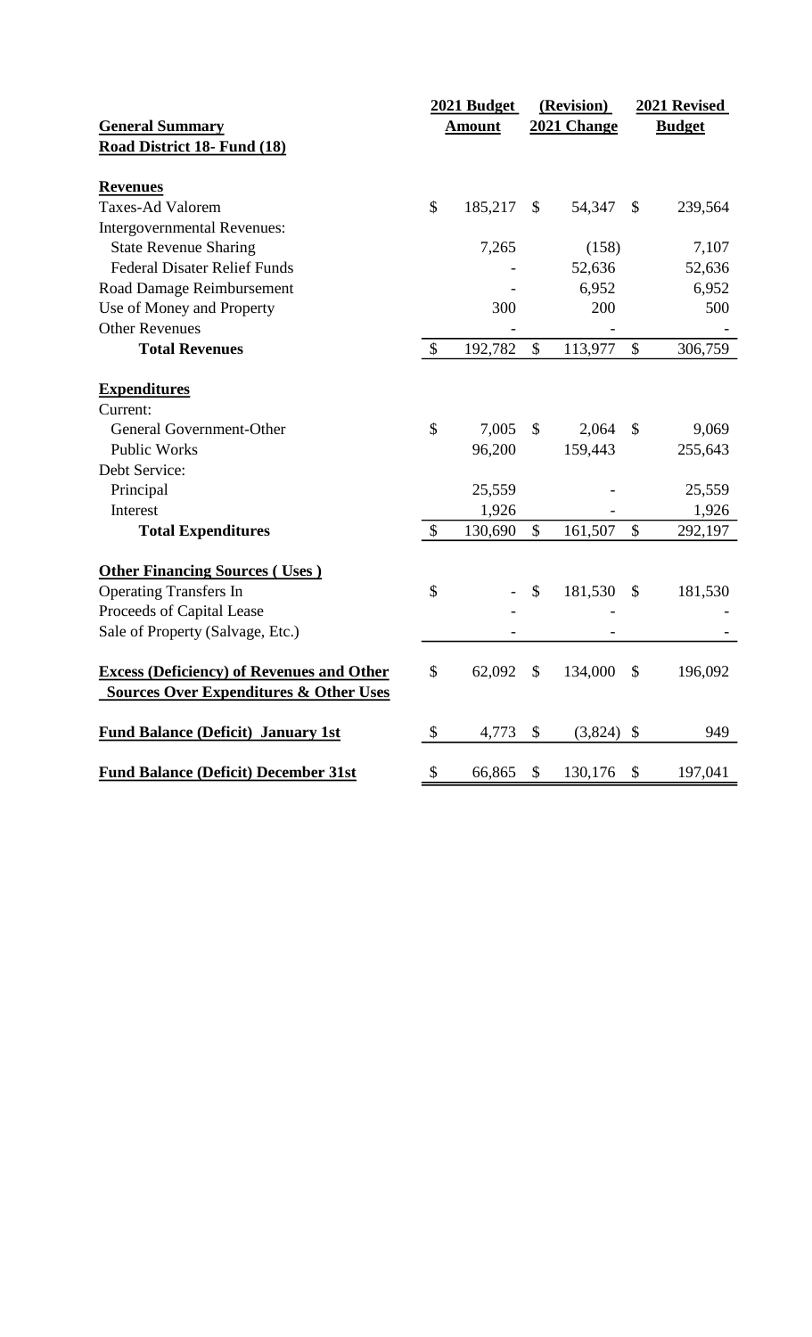| General Summary<br>Road District 18- Fund (18) | 2021 Budget Amount | (Revision) 2021 Change | 2021 Revised Budget |
|---|---|---|---|
| **Revenues** | | | |
| Taxes-Ad Valorem | $ 185,217 | $ 54,347 | $ 239,564 |
| Intergovernmental Revenues: | | | |
| State Revenue Sharing | 7,265 | (158) | 7,107 |
| Federal Disater Relief Funds | - | 52,636 | 52,636 |
| Road Damage Reimbursement | - | 6,952 | 6,952 |
| Use of Money and Property | 300 | 200 | 500 |
| Other Revenues | - | - | - |
| **Total Revenues** | $ 192,782 | $ 113,977 | $ 306,759 |
| **Expenditures** | | | |
| Current: | | | |
| General Government-Other | $ 7,005 | $ 2,064 | $ 9,069 |
| Public Works | 96,200 | 159,443 | 255,643 |
| Debt Service: | | | |
| Principal | 25,559 | - | 25,559 |
| Interest | 1,926 | - | 1,926 |
| **Total Expenditures** | $ 130,690 | $ 161,507 | $ 292,197 |
| **Other Financing Sources ( Uses )** | | | |
| Operating Transfers In | $ - | $ 181,530 | $ 181,530 |
| Proceeds of Capital Lease | - | - | - |
| Sale of Property (Salvage, Etc.) | - | - | - |
| **Excess (Deficiency) of Revenues and Other Sources Over Expenditures & Other Uses** | $ 62,092 | $ 134,000 | $ 196,092 |
| **Fund Balance (Deficit) January 1st** | $ 4,773 | $ (3,824) | $ 949 |
| **Fund Balance (Deficit) December 31st** | $ 66,865 | $ 130,176 | $ 197,041 |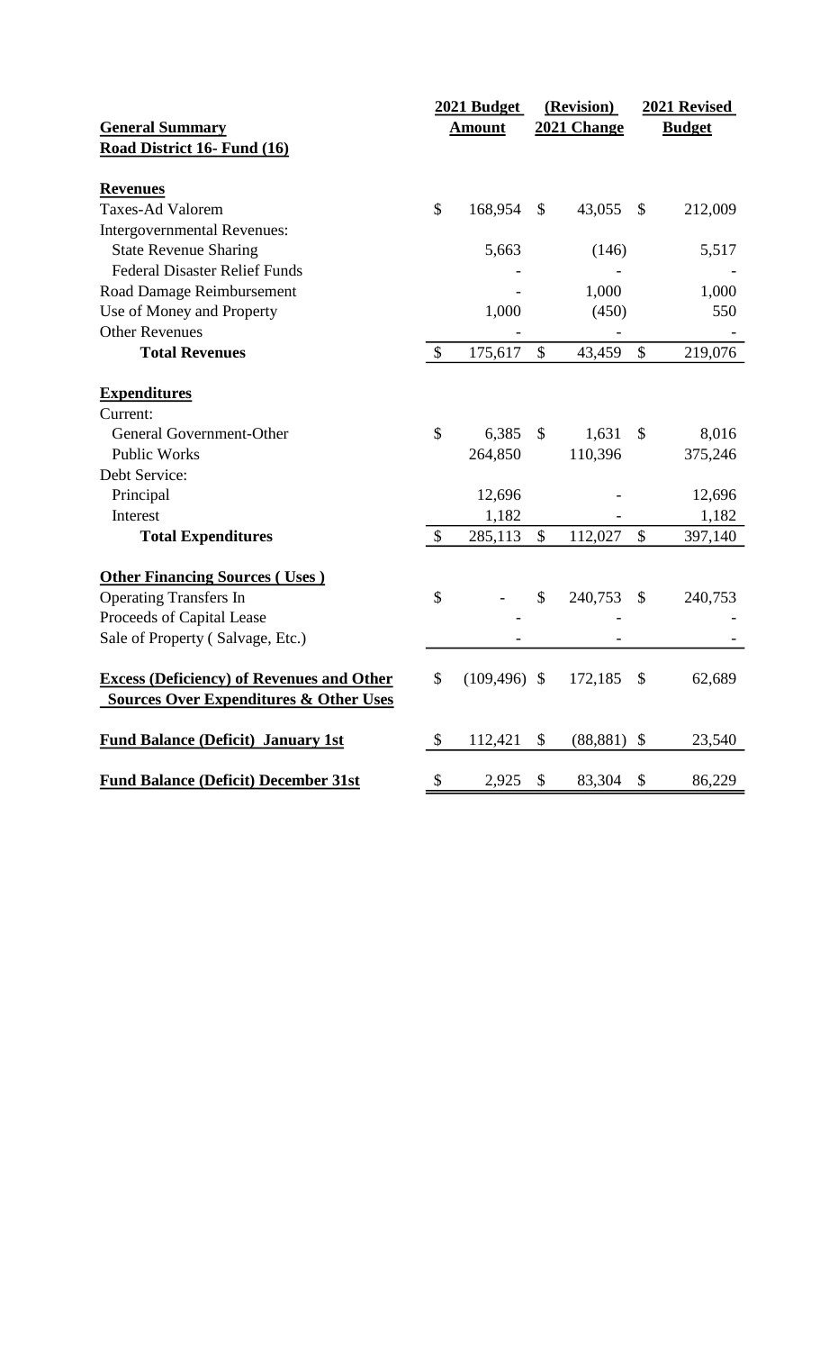| **General Summary** | **2021 Budget Amount** | **(Revision) 2021 Change** | **2021 Revised Budget** |
|---|---|---|---|
| **Road District 16- Fund (16)** | | | |
| | | | |
| **Revenues** | | | |
| Taxes-Ad Valorem | $ 168,954 | $ 43,055 | $ 212,009 |
| Intergovernmental Revenues: | | | |
| State Revenue Sharing | 5,663 | (146) | 5,517 |
| Federal Disaster Relief Funds | - | - | - |
| Road Damage Reimbursement | - | 1,000 | 1,000 |
| Use of Money and Property | 1,000 | (450) | 550 |
| Other Revenues | - | - | - |
| **Total Revenues** | $ 175,617 | $ 43,459 | $ 219,076 |
| | | | |
| **Expenditures** | | | |
| Current: | | | |
| General Government-Other | $ 6,385 | $ 1,631 | $ 8,016 |
| Public Works | 264,850 | 110,396 | 375,246 |
| Debt Service: | | | |
| Principal | 12,696 | - | 12,696 |
| Interest | 1,182 | - | 1,182 |
| **Total Expenditures** | $ 285,113 | $ 112,027 | $ 397,140 |
| | | | |
| **Other Financing Sources ( Uses )** | | | |
| Operating Transfers In | $ - | $ 240,753 | $ 240,753 |
| Proceeds of Capital Lease | - | - | - |
| Sale of Property ( Salvage, Etc.) | - | - | - |
| | | | |
| **Excess (Deficiency) of Revenues and Other Sources Over Expenditures & Other Uses** | $ (109,496) | $ 172,185 | $ 62,689 |
| | | | |
| **Fund Balance (Deficit) January 1st** | $ 112,421 | $ (88,881) | $ 23,540 |
| | | | |
| **Fund Balance (Deficit) December 31st** | $ 2,925 | $ 83,304 | $ 86,229 |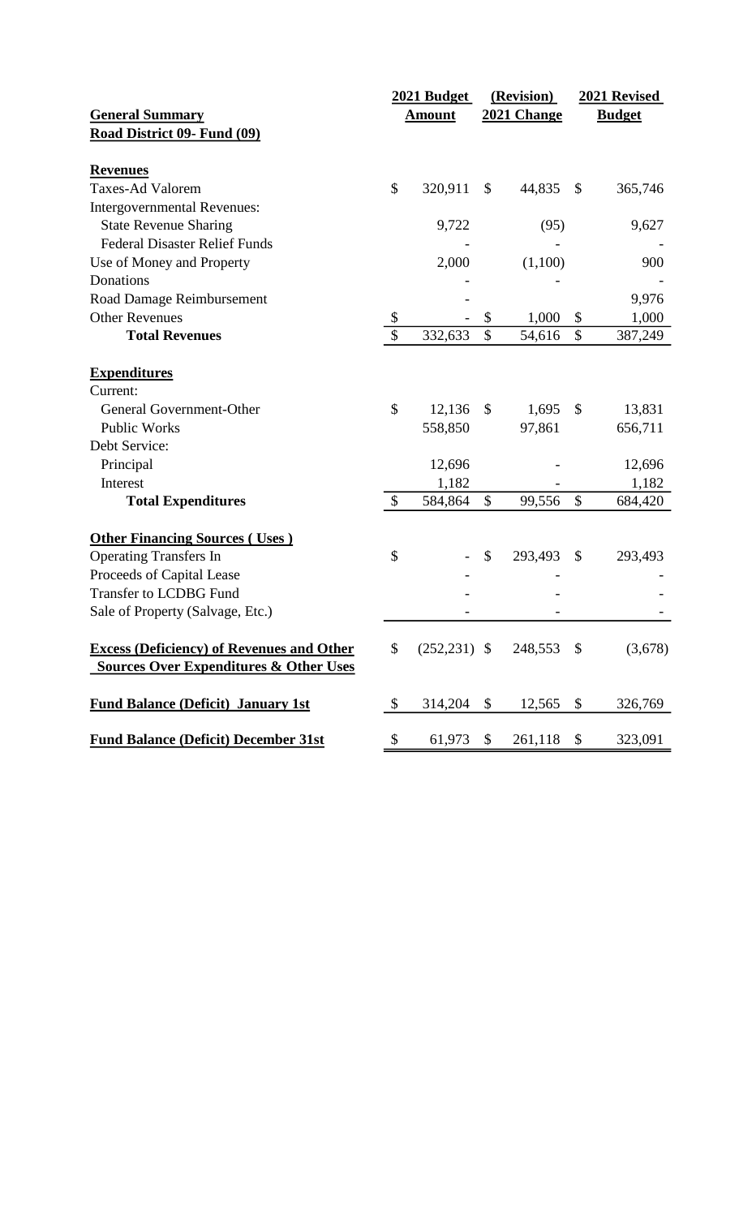| General Summary<br>Road District 09- Fund (09) | 2021 Budget Amount | (Revision) 2021 Change | 2021 Revised Budget |
|---|---|---|---|
| **Revenues** | | | |
| Taxes-Ad Valorem | $ 320,911 | $ 44,835 | $ 365,746 |
| Intergovernmental Revenues: | | | |
| State Revenue Sharing | 9,722 | (95) | 9,627 |
| Federal Disaster Relief Funds | - | - | - |
| Use of Money and Property | 2,000 | (1,100) | 900 |
| Donations | - | - | - |
| Road Damage Reimbursement | - | | 9,976 |
| Other Revenues | $ - | $ 1,000 | $ 1,000 |
| **Total Revenues** | $ 332,633 | $ 54,616 | $ 387,249 |
| **Expenditures** | | | |
| Current: | | | |
| General Government-Other | $ 12,136 | $ 1,695 | $ 13,831 |
| Public Works | 558,850 | 97,861 | 656,711 |
| Debt Service: | | | |
| Principal | 12,696 | - | 12,696 |
| Interest | 1,182 | - | 1,182 |
| **Total Expenditures** | $ 584,864 | $ 99,556 | $ 684,420 |
| **Other Financing Sources ( Uses )** | | | |
| Operating Transfers In | $ - | $ 293,493 | $ 293,493 |
| Proceeds of Capital Lease | - | - | - |
| Transfer to LCDBG Fund | - | - | - |
| Sale of Property (Salvage, Etc.) | - | - | - |
| **Excess (Deficiency) of Revenues and Other Sources Over Expenditures & Other Uses** | $ (252,231) | $ 248,553 | $ (3,678) |
| **Fund Balance (Deficit) January 1st** | $ 314,204 | $ 12,565 | $ 326,769 |
| **Fund Balance (Deficit) December 31st** | $ 61,973 | $ 261,118 | $ 323,091 |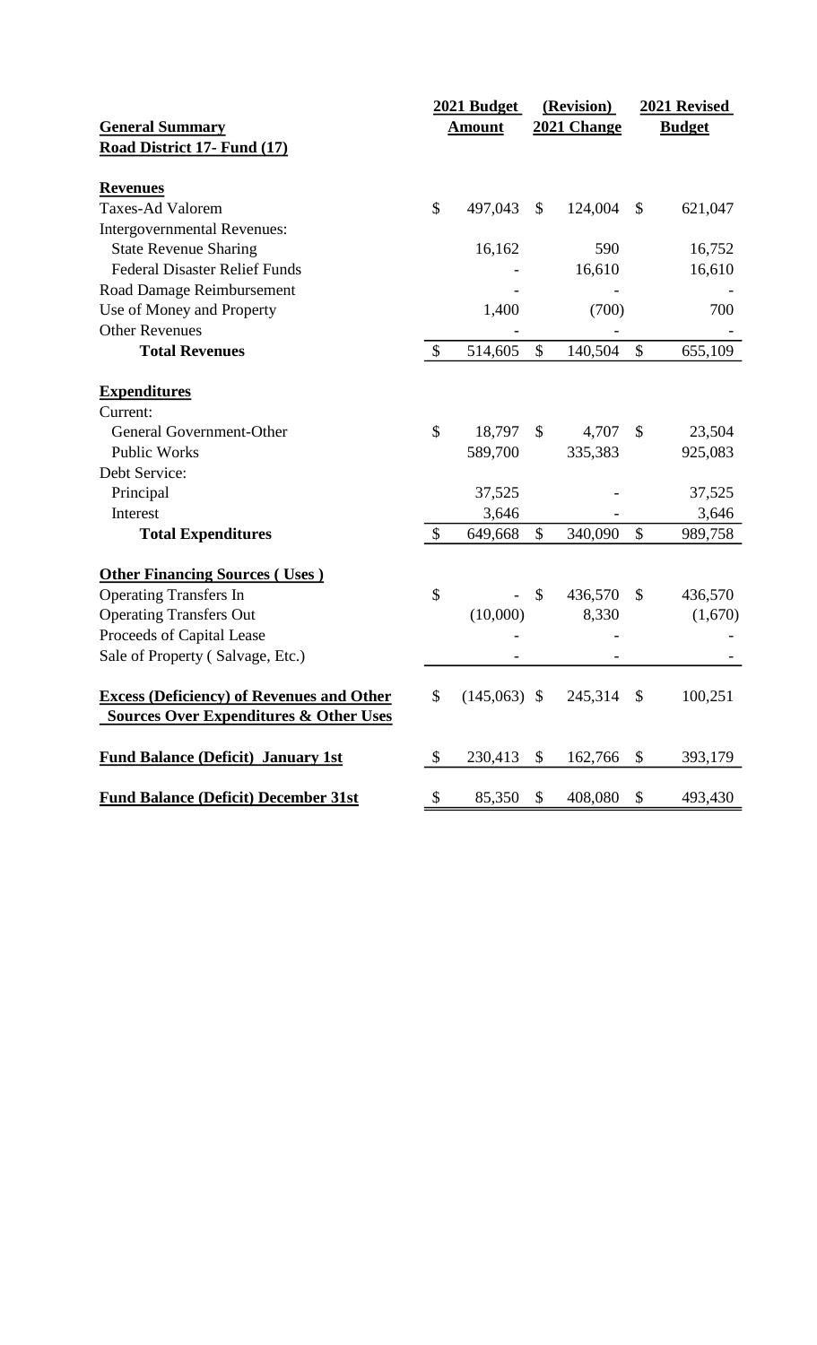| General Summary<br>Road District 17- Fund (17) | 2021 Budget Amount | (Revision) 2021 Change | 2021 Revised Budget |
|---|---|---|---|
| **Revenues** | | | |
| Taxes-Ad Valorem | $ 497,043 | $ 124,004 | $ 621,047 |
| Intergovernmental Revenues: | | | |
| State Revenue Sharing | 16,162 | 590 | 16,752 |
| Federal Disaster Relief Funds | - | 16,610 | 16,610 |
| Road Damage Reimbursement | - | - | - |
| Use of Money and Property | 1,400 | (700) | 700 |
| Other Revenues | - | - | - |
| **Total Revenues** | $ 514,605 | $ 140,504 | $ 655,109 |
| **Expenditures** | | | |
| Current: | | | |
| General Government-Other | $ 18,797 | $ 4,707 | $ 23,504 |
| Public Works | 589,700 | 335,383 | 925,083 |
| Debt Service: | | | |
| Principal | 37,525 | - | 37,525 |
| Interest | 3,646 | - | 3,646 |
| **Total Expenditures** | $ 649,668 | $ 340,090 | $ 989,758 |
| **Other Financing Sources ( Uses )** | | | |
| Operating Transfers In | $ - | $ 436,570 | $ 436,570 |
| Operating Transfers Out | (10,000) | 8,330 | (1,670) |
| Proceeds of Capital Lease | - | - | - |
| Sale of Property ( Salvage, Etc.) | - | - | - |
| **Excess (Deficiency) of Revenues and Other Sources Over Expenditures & Other Uses** | $ (145,063) | $ 245,314 | $ 100,251 |
| **Fund Balance (Deficit) January 1st** | $ 230,413 | $ 162,766 | $ 393,179 |
| **Fund Balance (Deficit) December 31st** | $ 85,350 | $ 408,080 | $ 493,430 |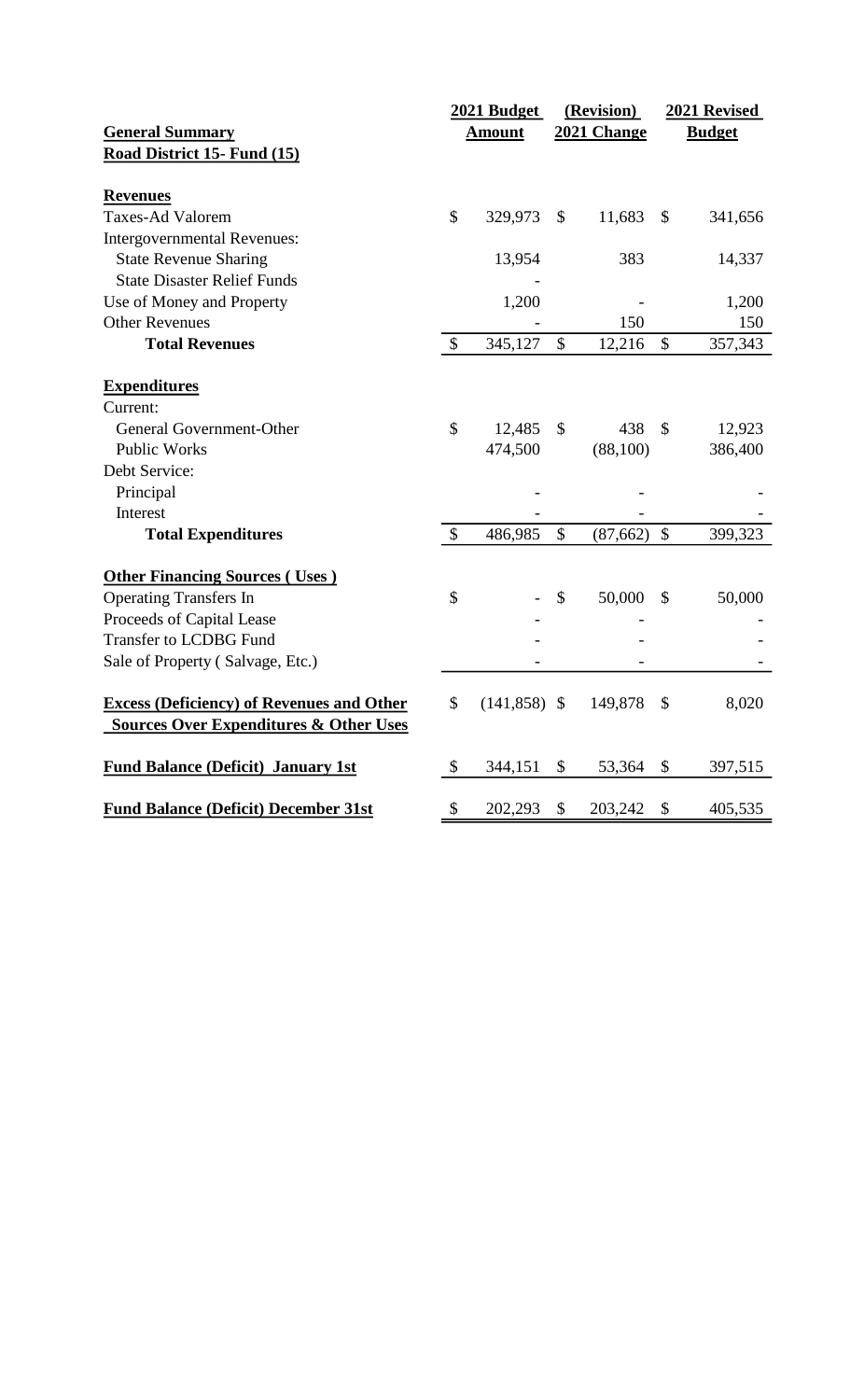| **General Summary** | **2021 Budget Amount** | **(Revision) 2021 Change** | **2021 Revised Budget** |
|---|---|---|---|
| **Road District 15- Fund (15)** | | | |
| | | | |
| **Revenues** | | | |
| Taxes-Ad Valorem | $ 329,973 | $ 11,683 | $ 341,656 |
| Intergovernmental Revenues: | | | |
| State Revenue Sharing | 13,954 | 383 | 14,337 |
| State Disaster Relief Funds | - | | |
| Use of Money and Property | 1,200 | - | 1,200 |
| Other Revenues | - | 150 | 150 |
| **Total Revenues** | $ 345,127 | $ 12,216 | $ 357,343 |
| | | | |
| **Expenditures** | | | |
| Current: | | | |
| General Government-Other | $ 12,485 | $ 438 | $ 12,923 |
| Public Works | 474,500 | (88,100) | 386,400 |
| Debt Service: | | | |
| Principal | - | - | - |
| Interest | - | - | - |
| **Total Expenditures** | $ 486,985 | $ (87,662) | $ 399,323 |
| | | | |
| **Other Financing Sources ( Uses )** | | | |
| Operating Transfers In | $ - | $ 50,000 | $ 50,000 |
| Proceeds of Capital Lease | - | - | - |
| Transfer to LCDBG Fund | - | - | - |
| Sale of Property ( Salvage, Etc.) | - | - | - |
| | | | |
| **Excess (Deficiency) of Revenues and Other Sources Over Expenditures & Other Uses** | $ (141,858) | $ 149,878 | $ 8,020 |
| | | | |
| **Fund Balance (Deficit) January 1st** | $ 344,151 | $ 53,364 | $ 397,515 |
| | | | |
| **Fund Balance (Deficit) December 31st** | $ 202,293 | $ 203,242 | $ 405,535 |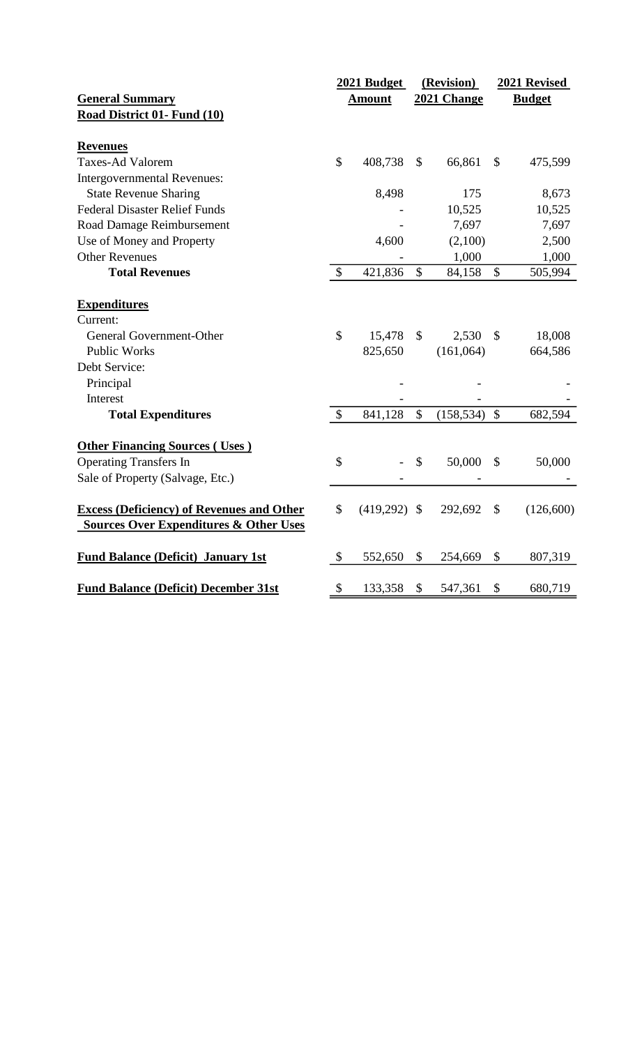| General Summary<br>Road District 01- Fund (10) | 2021 Budget Amount | (Revision) 2021 Change | 2021 Revised Budget |
|---|---|---|---|
| **Revenues** | | | |
| Taxes-Ad Valorem | $ 408,738 | $ 66,861 | $ 475,599 |
| Intergovernmental Revenues: | | | |
| State Revenue Sharing | 8,498 | 175 | 8,673 |
| Federal Disaster Relief Funds | - | 10,525 | 10,525 |
| Road Damage Reimbursement | - | 7,697 | 7,697 |
| Use of Money and Property | 4,600 | (2,100) | 2,500 |
| Other Revenues | - | 1,000 | 1,000 |
| **Total Revenues** | $ 421,836 | $ 84,158 | $ 505,994 |
| **Expenditures** | | | |
| Current: | | | |
| General Government-Other | $ 15,478 | $ 2,530 | $ 18,008 |
| Public Works | 825,650 | (161,064) | 664,586 |
| Debt Service: | | | |
| Principal | - | - | - |
| Interest | - | - | - |
| **Total Expenditures** | $ 841,128 | $ (158,534) | $ 682,594 |
| **Other Financing Sources ( Uses )** | | | |
| Operating Transfers In | $ - | $ 50,000 | $ 50,000 |
| Sale of Property (Salvage, Etc.) | - | - | - |
| **Excess (Deficiency) of Revenues and Other Sources Over Expenditures & Other Uses** | $ (419,292) | $ 292,692 | $ (126,600) |
| **Fund Balance (Deficit) January 1st** | $ 552,650 | $ 254,669 | $ 807,319 |
| **Fund Balance (Deficit) December 31st** | $ 133,358 | $ 547,361 | $ 680,719 |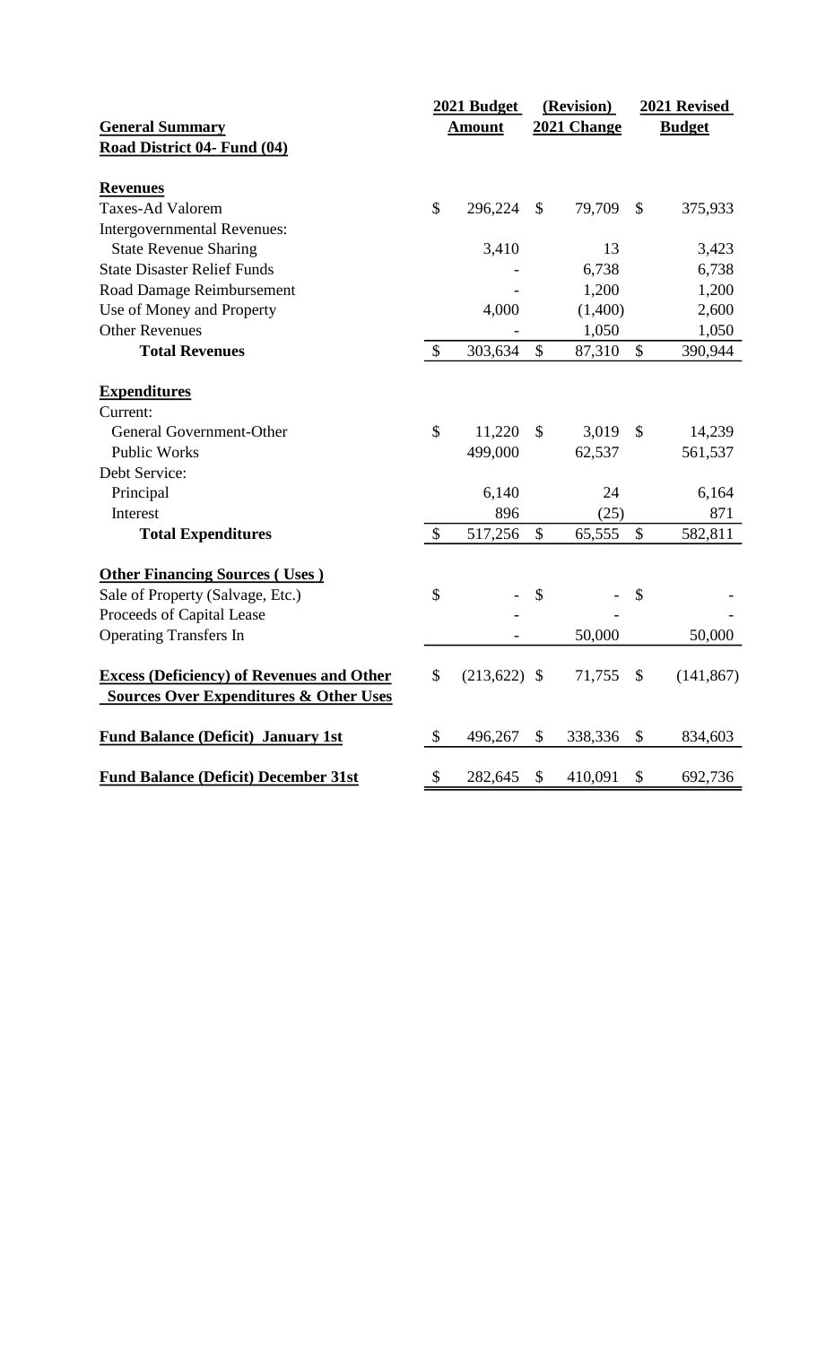| General Summary<br>Road District 04- Fund (04) | 2021 Budget Amount | (Revision) 2021 Change | 2021 Revised Budget |
|---|---|---|---|
| **Revenues** | | | |
| Taxes-Ad Valorem | $ 296,224 | $ 79,709 | $ 375,933 |
| Intergovernmental Revenues: | | | |
| State Revenue Sharing | 3,410 | 13 | 3,423 |
| State Disaster Relief Funds | - | 6,738 | 6,738 |
| Road Damage Reimbursement | - | 1,200 | 1,200 |
| Use of Money and Property | 4,000 | (1,400) | 2,600 |
| Other Revenues | - | 1,050 | 1,050 |
| **Total Revenues** | $ 303,634 | $ 87,310 | $ 390,944 |
| **Expenditures** | | | |
| Current: | | | |
| General Government-Other | $ 11,220 | $ 3,019 | $ 14,239 |
| Public Works | 499,000 | 62,537 | 561,537 |
| Debt Service: | | | |
| Principal | 6,140 | 24 | 6,164 |
| Interest | 896 | (25) | 871 |
| **Total Expenditures** | $ 517,256 | $ 65,555 | $ 582,811 |
| **Other Financing Sources ( Uses )** | | | |
| Sale of Property (Salvage, Etc.) | $ - | $ - | $ - |
| Proceeds of Capital Lease | - | - | - |
| Operating Transfers In | - | 50,000 | 50,000 |
| **Excess (Deficiency) of Revenues and Other Sources Over Expenditures & Other Uses** | $ (213,622) | $ 71,755 | $ (141,867) |
| **Fund Balance (Deficit) January 1st** | $ 496,267 | $ 338,336 | $ 834,603 |
| **Fund Balance (Deficit) December 31st** | $ 282,645 | $ 410,091 | $ 692,736 |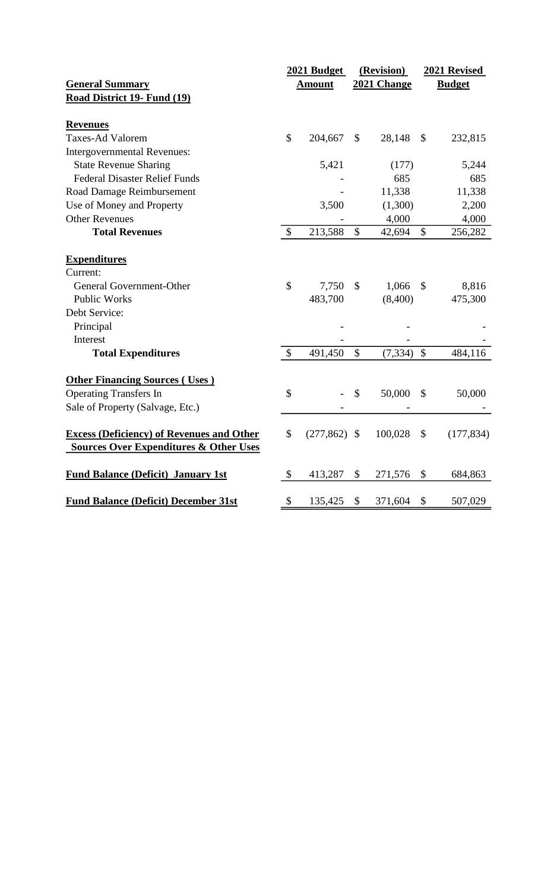| General Summary<br>Road District 19- Fund (19) | 2021 Budget Amount | (Revision) 2021 Change | 2021 Revised Budget |
|---|---|---|---|
| **Revenues** | | | |
| Taxes-Ad Valorem | $ 204,667 | $ 28,148 | $ 232,815 |
| Intergovernmental Revenues: | | | |
| State Revenue Sharing | 5,421 | (177) | 5,244 |
| Federal Disaster Relief Funds | - | 685 | 685 |
| Road Damage Reimbursement | - | 11,338 | 11,338 |
| Use of Money and Property | 3,500 | (1,300) | 2,200 |
| Other Revenues | - | 4,000 | 4,000 |
| **Total Revenues** | $ 213,588 | $ 42,694 | $ 256,282 |
| **Expenditures** | | | |
| Current: | | | |
| General Government-Other | $ 7,750 | $ 1,066 | $ 8,816 |
| Public Works | 483,700 | (8,400) | 475,300 |
| Debt Service: | | | |
| Principal | - | - | - |
| Interest | - | - | - |
| **Total Expenditures** | $ 491,450 | $ (7,334) | $ 484,116 |
| **Other Financing Sources ( Uses )** | | | |
| Operating Transfers In | $ - | $ 50,000 | $ 50,000 |
| Sale of Property (Salvage, Etc.) | - | - | - |
| **Excess (Deficiency) of Revenues and Other Sources Over Expenditures & Other Uses** | $ (277,862) | $ 100,028 | $ (177,834) |
| **Fund Balance (Deficit) January 1st** | $ 413,287 | $ 271,576 | $ 684,863 |
| **Fund Balance (Deficit) December 31st** | $ 135,425 | $ 371,604 | $ 507,029 |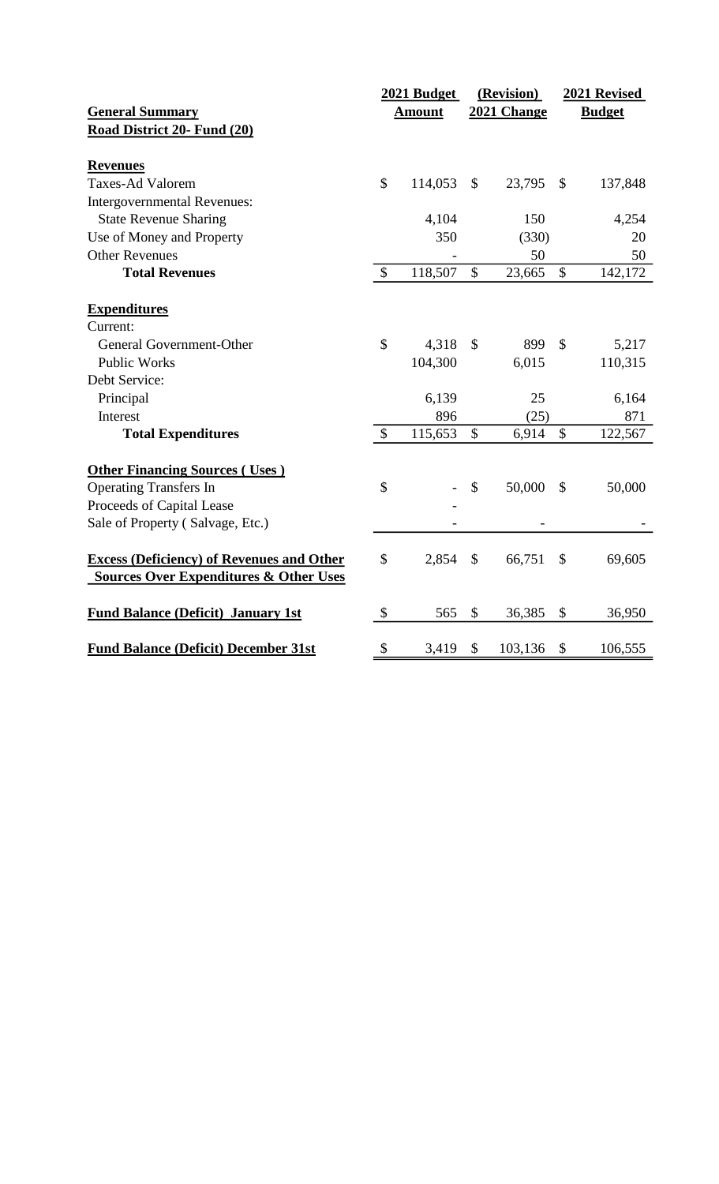| General Summary<br>Road District 20- Fund (20) | 2021 Budget Amount | (Revision) 2021 Change | 2021 Revised Budget |
|---|---|---|---|
| **Revenues** | | | |
| Taxes-Ad Valorem | $ 114,053 | $ 23,795 | $ 137,848 |
| Intergovernmental Revenues: | | | |
| State Revenue Sharing | 4,104 | 150 | 4,254 |
| Use of Money and Property | 350 | (330) | 20 |
| Other Revenues | - | 50 | 50 |
| **Total Revenues** | $ 118,507 | $ 23,665 | $ 142,172 |
| **Expenditures** | | | |
| Current: | | | |
| General Government-Other | $ 4,318 | $ 899 | $ 5,217 |
| Public Works | 104,300 | 6,015 | 110,315 |
| Debt Service: | | | |
| Principal | 6,139 | 25 | 6,164 |
| Interest | 896 | (25) | 871 |
| **Total Expenditures** | $ 115,653 | $ 6,914 | $ 122,567 |
| **Other Financing Sources ( Uses )** | | | |
| Operating Transfers In | $ - | $ 50,000 | $ 50,000 |
| Proceeds of Capital Lease | - | | |
| Sale of Property ( Salvage, Etc.) | - | - | - |
| **Excess (Deficiency) of Revenues and Other Sources Over Expenditures & Other Uses** | $ 2,854 | $ 66,751 | $ 69,605 |
| **Fund Balance (Deficit) January 1st** | $ 565 | $ 36,385 | $ 36,950 |
| **Fund Balance (Deficit) December 31st** | $ 3,419 | $ 103,136 | $ 106,555 |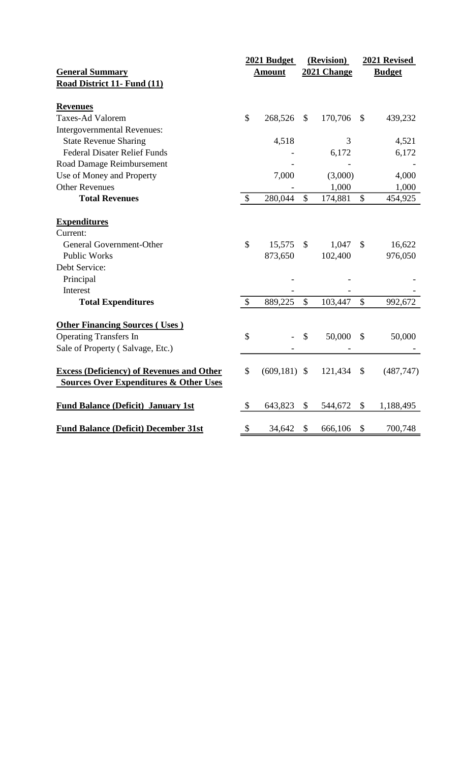| **General Summary** | **2021 Budget Amount** | **(Revision) 2021 Change** | **2021 Revised Budget** |
|---|---|---|---|
| **Road District 11- Fund (11)** | | | |
| | | | |
| **Revenues** | | | |
| Taxes-Ad Valorem | $ 268,526 | $ 170,706 | $ 439,232 |
| Intergovernmental Revenues: | | | |
| State Revenue Sharing | 4,518 | 3 | 4,521 |
| Federal Disater Relief Funds | - | 6,172 | 6,172 |
| Road Damage Reimbursement | - | - | - |
| Use of Money and Property | 7,000 | (3,000) | 4,000 |
| Other Revenues | - | 1,000 | 1,000 |
| **Total Revenues** | $ 280,044 | $ 174,881 | $ 454,925 |
| | | | |
| **Expenditures** | | | |
| Current: | | | |
| General Government-Other | $ 15,575 | $ 1,047 | $ 16,622 |
| Public Works | 873,650 | 102,400 | 976,050 |
| Debt Service: | | | |
| Principal | - | - | - |
| Interest | - | - | - |
| **Total Expenditures** | $ 889,225 | $ 103,447 | $ 992,672 |
| | | | |
| **Other Financing Sources ( Uses )** | | | |
| Operating Transfers In | $ - | $ 50,000 | $ 50,000 |
| Sale of Property ( Salvage, Etc.) | - | - | - |
| | | | |
| **Excess (Deficiency) of Revenues and Other Sources Over Expenditures & Other Uses** | $ (609,181) | $ 121,434 | $ (487,747) |
| | | | |
| **Fund Balance (Deficit) January 1st** | $ 643,823 | $ 544,672 | $ 1,188,495 |
| | | | |
| **Fund Balance (Deficit) December 31st** | $ 34,642 | $ 666,106 | $ 700,748 |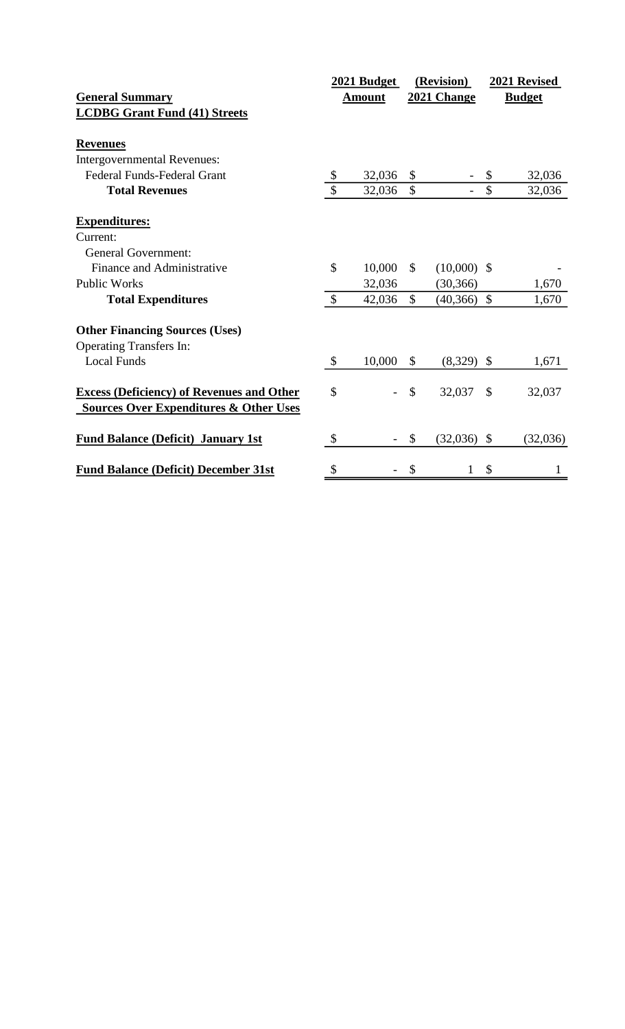| General Summary<br>LCDBG Grant Fund (41) Streets | 2021 Budget Amount | (Revision) 2021 Change | 2021 Revised Budget |
|---|---|---|---|
| **Revenues** | | | |
| Intergovernmental Revenues: | | | |
| Federal Funds-Federal Grant | $ 32,036 | $ - | $ 32,036 |
| **Total Revenues** | $ 32,036 | $ - | $ 32,036 |
| **Expenditures:** | | | |
| Current: | | | |
| General Government: | | | |
| Finance and Administrative | $ 10,000 | $ (10,000) | $ - |
| Public Works | 32,036 | (30,366) | 1,670 |
| **Total Expenditures** | $ 42,036 | $ (40,366) | $ 1,670 |
| **Other Financing Sources (Uses)** | | | |
| Operating Transfers In: | | | |
| Local Funds | $ 10,000 | $ (8,329) | $ 1,671 |
| **Excess (Deficiency) of Revenues and Other Sources Over Expenditures & Other Uses** | $ - | $ 32,037 | $ 32,037 |
| **Fund Balance (Deficit) January 1st** | $ - | $ (32,036) | $ (32,036) |
| **Fund Balance (Deficit) December 31st** | $ - | $ 1 | $ 1 |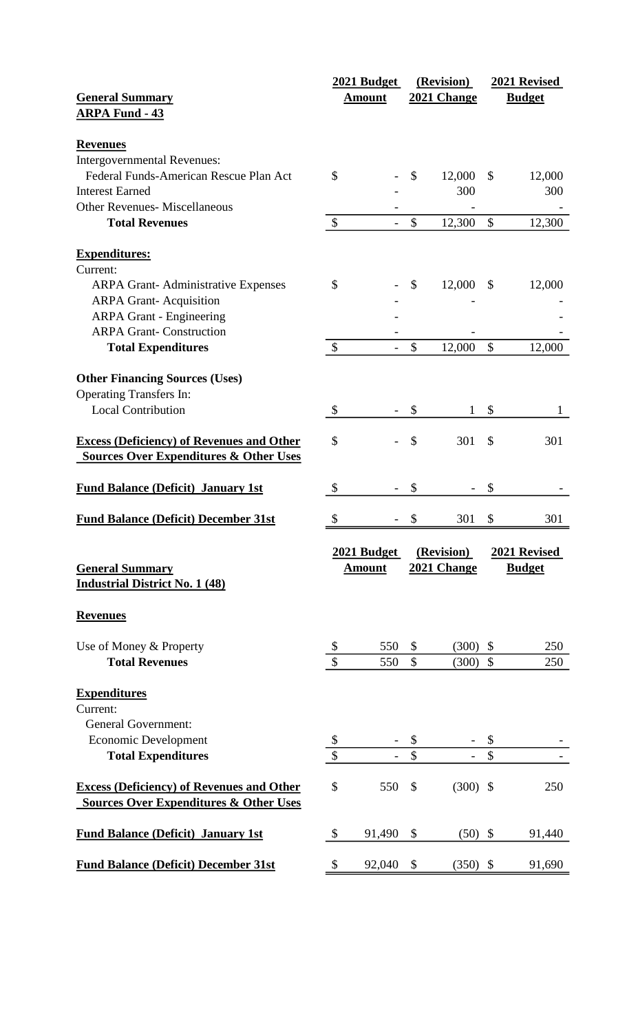| General Summary<br>ARPA Fund - 43 | 2021 Budget Amount | (Revision) 2021 Change | 2021 Revised Budget |
|---|---|---|---|
| **Revenues** | | | |
| Intergovernmental Revenues: | | | |
| Federal Funds-American Rescue Plan Act | $ - | $ 12,000 | $ 12,000 |
| Interest Earned | - | 300 | 300 |
| Other Revenues- Miscellaneous | - | - | - |
| **Total Revenues** | $ - | $ 12,300 | $ 12,300 |
| **Expenditures:** | | | |
| Current: | | | |
| ARPA Grant- Administrative Expenses | $ - | $ 12,000 | $ 12,000 |
| ARPA Grant- Acquisition | - | - | - |
| ARPA Grant - Engineering | - | | - |
| ARPA Grant- Construction | - | - | - |
| **Total Expenditures** | $ - | $ 12,000 | $ 12,000 |
| **Other Financing Sources (Uses)** | | | |
| Operating Transfers In: | | | |
| Local Contribution | $ - | $ 1 | $ 1 |
| **Excess (Deficiency) of Revenues and Other Sources Over Expenditures & Other Uses** | $ - | $ 301 | $ 301 |
| **Fund Balance (Deficit) January 1st** | $ - | $ - | $ - |
| **Fund Balance (Deficit) December 31st** | $ - | $ 301 | $ 301 |

| General Summary<br>Industrial District No. 1 (48) | 2021 Budget Amount | (Revision) 2021 Change | 2021 Revised Budget |
|---|---|---|---|
| **Revenues** | | | |
| Use of Money & Property | $ 550 | $ (300) | $ 250 |
| **Total Revenues** | $ 550 | $ (300) | $ 250 |
| **Expenditures** | | | |
| Current: | | | |
| General Government: | | | |
| Economic Development | $ - | $ - | $ - |
| **Total Expenditures** | $ - | $ - | $ - |
| **Excess (Deficiency) of Revenues and Other Sources Over Expenditures & Other Uses** | $ 550 | $ (300) | $ 250 |
| **Fund Balance (Deficit) January 1st** | $ 91,490 | $ (50) | $ 91,440 |
| **Fund Balance (Deficit) December 31st** | $ 92,040 | $ (350) | $ 91,690 |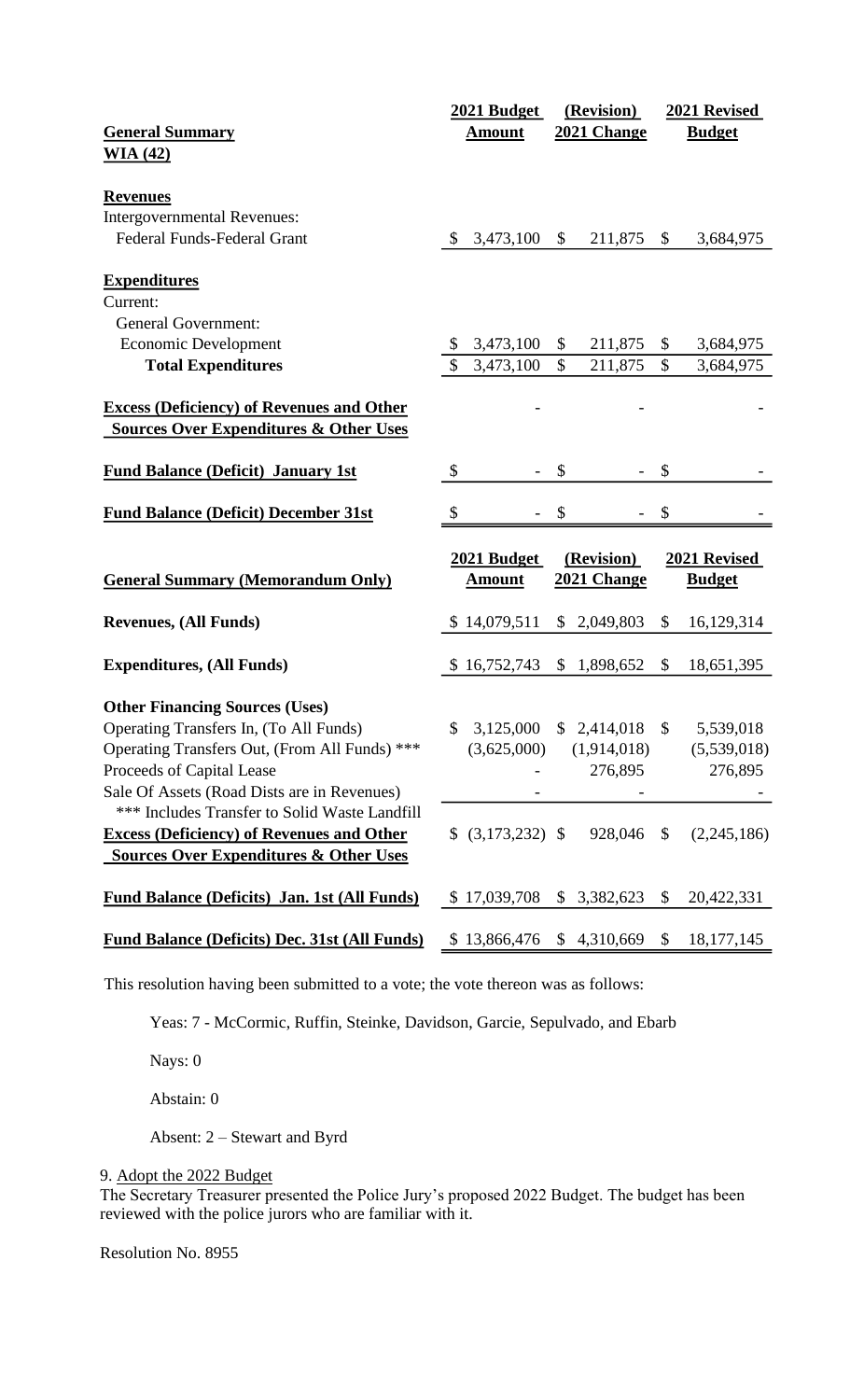| General Summary | 2021 Budget Amount | (Revision) 2021 Change | 2021 Revised Budget |
|---|---|---|---|
| **WIA (42)** | | | |
| **Revenues** | | | |
| Intergovernmental Revenues: | | | |
| Federal Funds-Federal Grant | $ 3,473,100 | $ 211,875 | $ 3,684,975 |
| **Expenditures** | | | |
| Current: | | | |
| General Government: | | | |
| Economic Development | $ 3,473,100 | $ 211,875 | $ 3,684,975 |
| **Total Expenditures** | $ 3,473,100 | $ 211,875 | $ 3,684,975 |
| **Excess (Deficiency) of Revenues and Other Sources Over Expenditures & Other Uses** | - | - | - |
| **Fund Balance (Deficit) January 1st** | $ - | $ - | $ - |
| **Fund Balance (Deficit) December 31st** | $ - | $ - | $ - |

| General Summary (Memorandum Only) | 2021 Budget Amount | (Revision) 2021 Change | 2021 Revised Budget |
|---|---|---|---|
| **Revenues, (All Funds)** | $ 14,079,511 | $ 2,049,803 | $ 16,129,314 |
| **Expenditures, (All Funds)** | $ 16,752,743 | $ 1,898,652 | $ 18,651,395 |
| **Other Financing Sources (Uses)** | | | |
| Operating Transfers In, (To All Funds) | $ 3,125,000 | $ 2,414,018 | $ 5,539,018 |
| Operating Transfers Out, (From All Funds) *** | (3,625,000) | (1,914,018) | (5,539,018) |
| Proceeds of Capital Lease | - | 276,895 | 276,895 |
| Sale Of Assets (Road Dists are in Revenues) | - | - | - |
| *** Includes Transfer to Solid Waste Landfill | | | |
| **Excess (Deficiency) of Revenues and Other Sources Over Expenditures & Other Uses** | $ (3,173,232) | $ 928,046 | $ (2,245,186) |
| **Fund Balance (Deficits) Jan. 1st (All Funds)** | $ 17,039,708 | $ 3,382,623 | $ 20,422,331 |
| **Fund Balance (Deficits) Dec. 31st (All Funds)** | $ 13,866,476 | $ 4,310,669 | $ 18,177,145 |

This resolution having been submitted to a vote; the vote thereon was as follows:

Yeas: 7 - McCormic, Ruffin, Steinke, Davidson, Garcie, Sepulvado, and Ebarb

Nays: 0

Abstain: 0

Absent: 2 – Stewart and Byrd

9. Adopt the 2022 Budget

The Secretary Treasurer presented the Police Jury's proposed 2022 Budget. The budget has been reviewed with the police jurors who are familiar with it.

Resolution No. 8955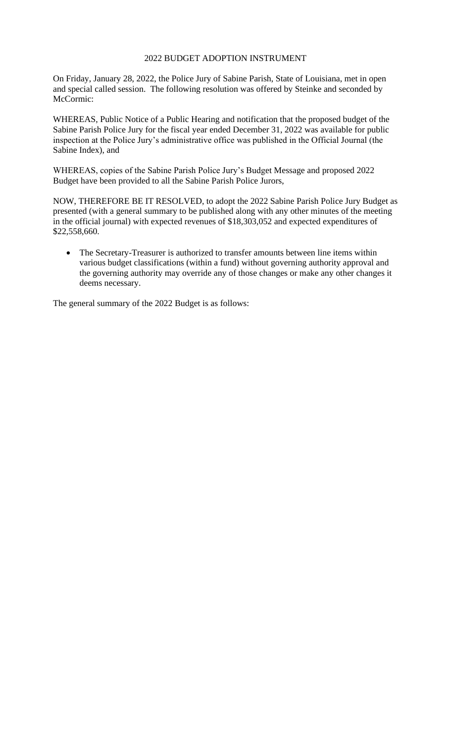# 2022 BUDGET ADOPTION INSTRUMENT

On Friday, January 28, 2022, the Police Jury of Sabine Parish, State of Louisiana, met in open and special called session. The following resolution was offered by Steinke and seconded by McCormic:

WHEREAS, Public Notice of a Public Hearing and notification that the proposed budget of the Sabine Parish Police Jury for the fiscal year ended December 31, 2022 was available for public inspection at the Police Jury's administrative office was published in the Official Journal (the Sabine Index), and

WHEREAS, copies of the Sabine Parish Police Jury's Budget Message and proposed 2022 Budget have been provided to all the Sabine Parish Police Jurors,

NOW, THEREFORE BE IT RESOLVED, to adopt the 2022 Sabine Parish Police Jury Budget as presented (with a general summary to be published along with any other minutes of the meeting in the official journal) with expected revenues of $18,303,052 and expected expenditures of $22,558,660.

- The Secretary-Treasurer is authorized to transfer amounts between line items within various budget classifications (within a fund) without governing authority approval and the governing authority may override any of those changes or make any other changes it deems necessary.

The general summary of the 2022 Budget is as follows: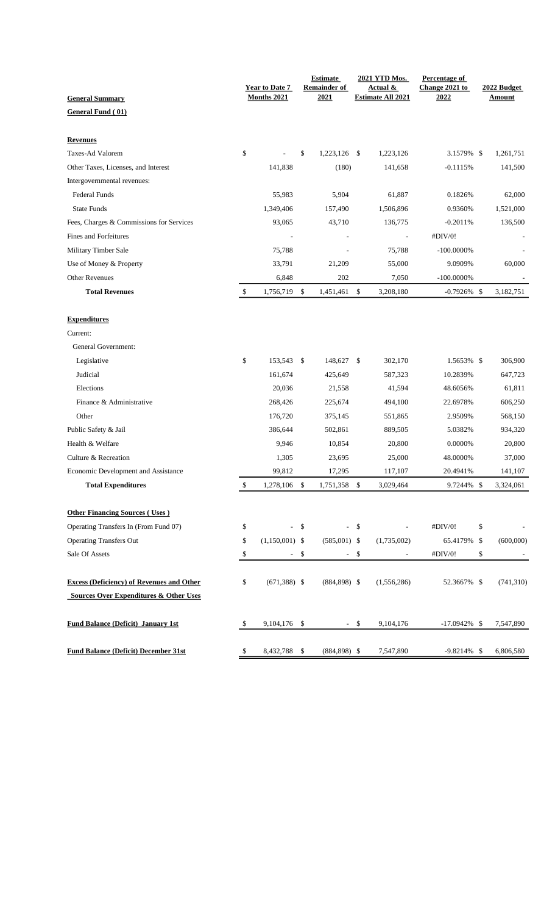| General Summary | Year to Date 7 Months 2021 | Estimate Remainder of 2021 | 2021 YTD Mos. Actual & Estimate All 2021 | Percentage of Change 2021 to 2022 | 2022 Budget Amount |
|---|---|---|---|---|---|
| **General Fund ( 01)** | | | | | |
| **Revenues** | | | | | |
| Taxes-Ad Valorem | $ - | $ 1,223,126 | $ 1,223,126 | 3.1579% | $ 1,261,751 |
| Other Taxes, Licenses, and Interest | 141,838 | (180) | 141,658 | -0.1115% | 141,500 |
| Intergovernmental revenues: | | | | | |
| Federal Funds | 55,983 | 5,904 | 61,887 | 0.1826% | 62,000 |
| State Funds | 1,349,406 | 157,490 | 1,506,896 | 0.9360% | 1,521,000 |
| Fees, Charges & Commissions for Services | 93,065 | 43,710 | 136,775 | -0.2011% | 136,500 |
| Fines and Forfeitures | - | - | - | #DIV/0! | - |
| Military Timber Sale | 75,788 | - | 75,788 | -100.0000% | - |
| Use of Money & Property | 33,791 | 21,209 | 55,000 | 9.0909% | 60,000 |
| Other Revenues | 6,848 | 202 | 7,050 | -100.0000% | - |
| **Total Revenues** | $ 1,756,719 | $ 1,451,461 | $ 3,208,180 | -0.7926% | $ 3,182,751 |
| **Expenditures** | | | | | |
| Current: | | | | | |
| General Government: | | | | | |
| Legislative | $ 153,543 | $ 148,627 | $ 302,170 | 1.5653% | $ 306,900 |
| Judicial | 161,674 | 425,649 | 587,323 | 10.2839% | 647,723 |
| Elections | 20,036 | 21,558 | 41,594 | 48.6056% | 61,811 |
| Finance & Administrative | 268,426 | 225,674 | 494,100 | 22.6978% | 606,250 |
| Other | 176,720 | 375,145 | 551,865 | 2.9509% | 568,150 |
| Public Safety & Jail | 386,644 | 502,861 | 889,505 | 5.0382% | 934,320 |
| Health & Welfare | 9,946 | 10,854 | 20,800 | 0.0000% | 20,800 |
| Culture & Recreation | 1,305 | 23,695 | 25,000 | 48.0000% | 37,000 |
| Economic Development and Assistance | 99,812 | 17,295 | 117,107 | 20.4941% | 141,107 |
| **Total Expenditures** | $ 1,278,106 | $ 1,751,358 | $ 3,029,464 | 9.7244% | $ 3,324,061 |
| **Other Financing Sources ( Uses )** | | | | | |
| Operating Transfers In (From Fund 07) | $ - | $ - | $ - | #DIV/0! | $ - |
| Operating Transfers Out | $ (1,150,001) | $ (585,001) | $ (1,735,002) | 65.4179% | $ (600,000) |
| Sale Of Assets | $ - | $ - | $ - | #DIV/0! | $ - |
| **Excess (Deficiency) of Revenues and Other Sources Over Expenditures & Other Uses** | $ (671,388) | $ (884,898) | $ (1,556,286) | 52.3667% | $ (741,310) |
| **Fund Balance (Deficit) January 1st** | $ 9,104,176 | $ - | $ 9,104,176 | -17.0942% | $ 7,547,890 |
| **Fund Balance (Deficit) December 31st** | $ 8,432,788 | $ (884,898) | $ 7,547,890 | -9.8214% | $ 6,806,580 |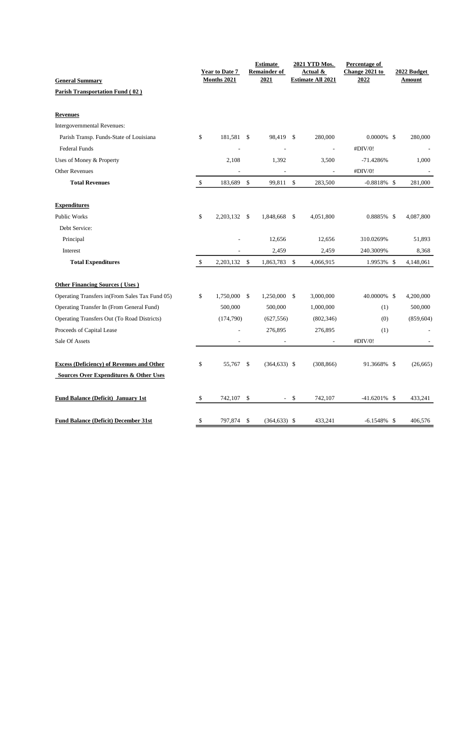| General Summary | Year to Date 7 Months 2021 | Estimate Remainder of 2021 | 2021 YTD Mos. Actual & Estimate All 2021 | Percentage of Change 2021 to 2022 | 2022 Budget Amount |
|---|---|---|---|---|---|
| **Parish Transportation Fund ( 02 )** | | | | | |
| **Revenues** | | | | | |
| Intergovernmental Revenues: | | | | | |
| Parish Transp. Funds-State of Louisiana | $ 181,581 | $ 98,419 | $ 280,000 | 0.0000% | $ 280,000 |
| Federal Funds | - | - | - | #DIV/0! | - |
| Uses of Money & Property | 2,108 | 1,392 | 3,500 | -71.4286% | 1,000 |
| Other Revenues | - | - | - | #DIV/0! | - |
| **Total Revenues** | $ 183,689 | $ 99,811 | $ 283,500 | -0.8818% | $ 281,000 |
| **Expenditures** | | | | | |
| Public Works | $ 2,203,132 | $ 1,848,668 | $ 4,051,800 | 0.8885% | $ 4,087,800 |
| Debt Service: | | | | | |
| Principal | - | 12,656 | 12,656 | 310.0269% | 51,893 |
| Interest | - | 2,459 | 2,459 | 240.3009% | 8,368 |
| **Total Expenditures** | $ 2,203,132 | $ 1,863,783 | $ 4,066,915 | 1.9953% | $ 4,148,061 |
| **Other Financing Sources ( Uses )** | | | | | |
| Operating Transfers in(From Sales Tax Fund 05) | $ 1,750,000 | $ 1,250,000 | $ 3,000,000 | 40.0000% | $ 4,200,000 |
| Operating Transfer In (From General Fund) | 500,000 | 500,000 | 1,000,000 | (1) | 500,000 |
| Operating Transfers Out (To Road Districts) | (174,790) | (627,556) | (802,346) | (0) | (859,604) |
| Proceeds of Capital Lease | - | 276,895 | 276,895 | (1) | - |
| Sale Of Assets | - | - | - | #DIV/0! | - |
| **Excess (Deficiency) of Revenues and Other Sources Over Expenditures & Other Uses** | $ 55,767 | $ (364,633) | $ (308,866) | 91.3668% | $ (26,665) |
| **Fund Balance (Deficit) January 1st** | $ 742,107 | $ - | $ 742,107 | -41.6201% | $ 433,241 |
| **Fund Balance (Deficit) December 31st** | $ 797,874 | $ (364,633) | $ 433,241 | -6.1548% | $ 406,576 |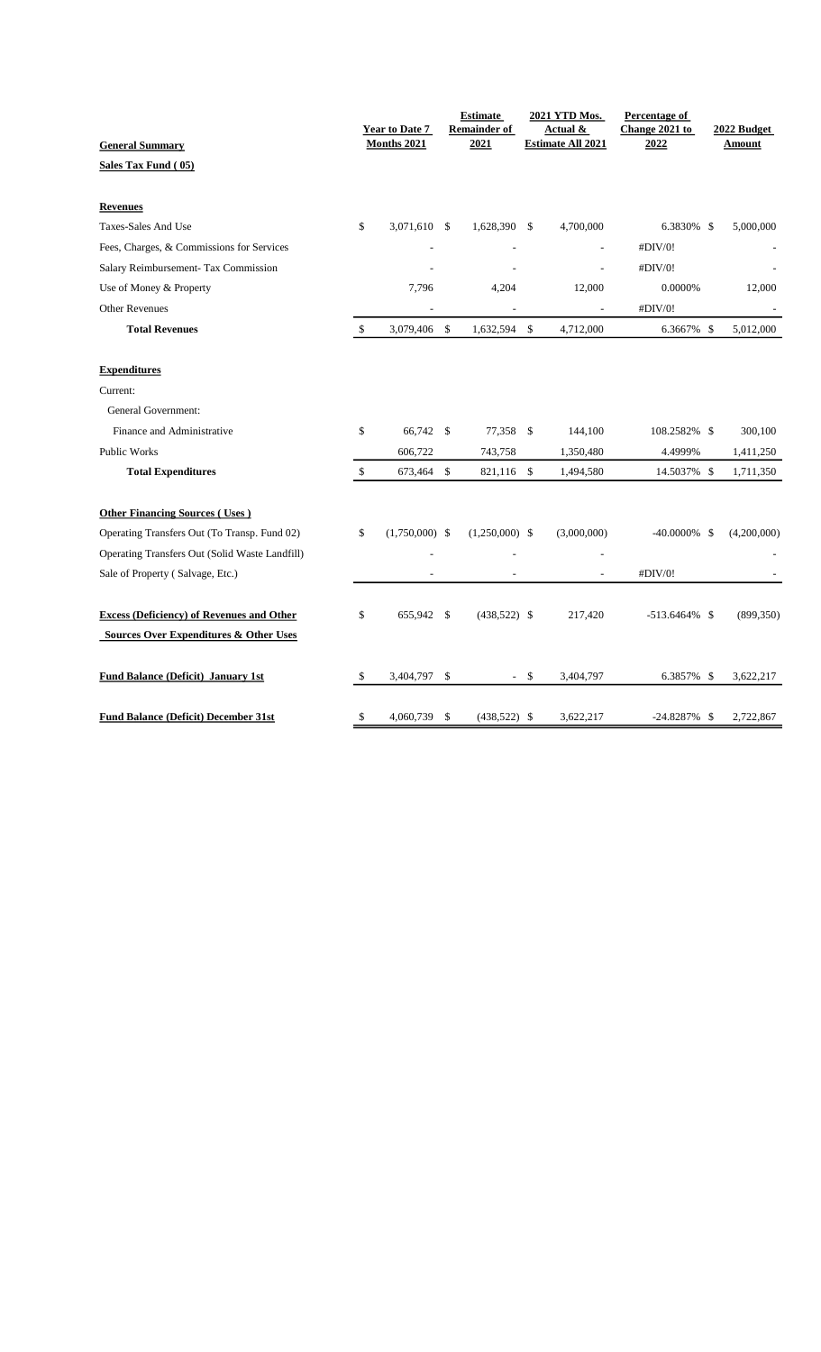| General Summary | Year to Date 7 Months 2021 | Estimate Remainder of 2021 | 2021 YTD Mos. Actual & Estimate All 2021 | Percentage of Change 2021 to 2022 | 2022 Budget Amount |
|---|---|---|---|---|---|
| **Sales Tax Fund ( 05)** | | | | | |
| **Revenues** | | | | | |
| Taxes-Sales And Use | $ 3,071,610 | $ 1,628,390 | $ 4,700,000 | 6.3830% | $ 5,000,000 |
| Fees, Charges, & Commissions for Services | - | - | - | #DIV/0! | - |
| Salary Reimbursement- Tax Commission | - | - | - | #DIV/0! | - |
| Use of Money & Property | 7,796 | 4,204 | 12,000 | 0.0000% | 12,000 |
| Other Revenues | - | - | - | #DIV/0! | - |
| **Total Revenues** | $ 3,079,406 | $ 1,632,594 | $ 4,712,000 | 6.3667% | $ 5,012,000 |
| **Expenditures** | | | | | |
| Current: | | | | | |
| General Government: | | | | | |
| Finance and Administrative | $ 66,742 | $ 77,358 | $ 144,100 | 108.2582% | $ 300,100 |
| Public Works | 606,722 | 743,758 | 1,350,480 | 4.4999% | 1,411,250 |
| **Total Expenditures** | $ 673,464 | $ 821,116 | $ 1,494,580 | 14.5037% | $ 1,711,350 |
| **Other Financing Sources ( Uses )** | | | | | |
| Operating Transfers Out (To Transp. Fund 02) | $ (1,750,000) | $ (1,250,000) | $ (3,000,000) | -40.0000% | $ (4,200,000) |
| Operating Transfers Out (Solid Waste Landfill) | - | - | - | | - |
| Sale of Property ( Salvage, Etc.) | - | - | - | #DIV/0! | - |
| **Excess (Deficiency) of Revenues and Other Sources Over Expenditures & Other Uses** | $ 655,942 | $ (438,522) | $ 217,420 | -513.6464% | $ (899,350) |
| **Fund Balance (Deficit) January 1st** | $ 3,404,797 | $ - | $ 3,404,797 | 6.3857% | $ 3,622,217 |
| **Fund Balance (Deficit) December 31st** | $ 4,060,739 | $ (438,522) | $ 3,622,217 | -24.8287% | $ 2,722,867 |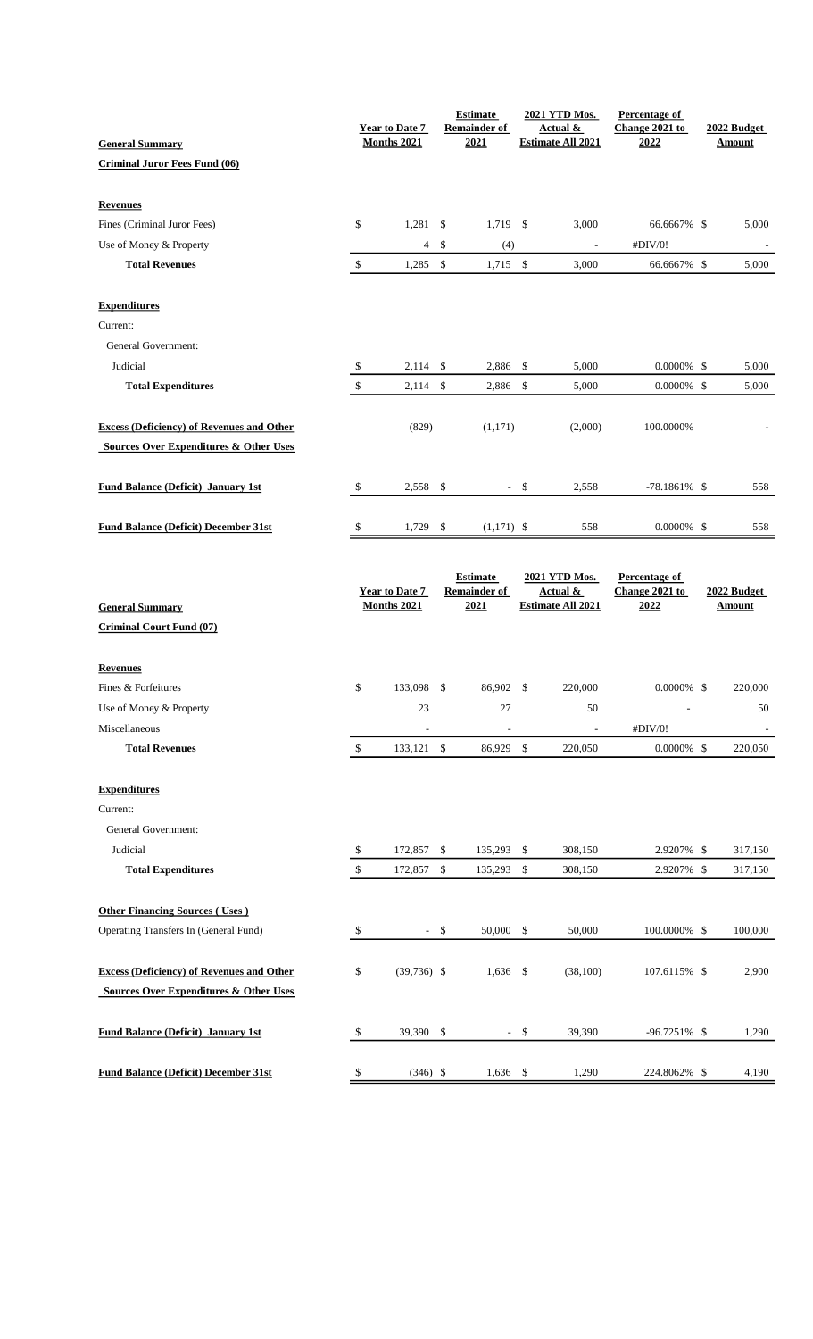| General Summary | Year to Date 7 Months 2021 | Estimate Remainder of 2021 | 2021 YTD Mos. Actual & Estimate All 2021 | Percentage of Change 2021 to 2022 | 2022 Budget Amount |
|---|---|---|---|---|---|
| **Criminal Juror Fees Fund (06)** | | | | | |
| **Revenues** | | | | | |
| Fines (Criminal Juror Fees) | $ 1,281 | $ 1,719 | $ 3,000 | 66.6667% | $ 5,000 |
| Use of Money & Property | 4 | $ (4) | - | #DIV/0! | - |
| **Total Revenues** | $ 1,285 | $ 1,715 | $ 3,000 | 66.6667% | $ 5,000 |
| **Expenditures** | | | | | |
| Current: | | | | | |
| General Government: | | | | | |
| Judicial | $ 2,114 | $ 2,886 | $ 5,000 | 0.0000% | $ 5,000 |
| **Total Expenditures** | $ 2,114 | $ 2,886 | $ 5,000 | 0.0000% | $ 5,000 |
| **Excess (Deficiency) of Revenues and Other Sources Over Expenditures & Other Uses** | (829) | (1,171) | (2,000) | 100.0000% | - |
| **Fund Balance (Deficit) January 1st** | $ 2,558 | $ - | $ 2,558 | -78.1861% | $ 558 |
| **Fund Balance (Deficit) December 31st** | $ 1,729 | $ (1,171) | $ 558 | 0.0000% | $ 558 |

| General Summary | Year to Date 7 Months 2021 | Estimate Remainder of 2021 | 2021 YTD Mos. Actual & Estimate All 2021 | Percentage of Change 2021 to 2022 | 2022 Budget Amount |
|---|---|---|---|---|---|
| **Criminal Court Fund (07)** | | | | | |
| **Revenues** | | | | | |
| Fines & Forfeitures | $ 133,098 | $ 86,902 | $ 220,000 | 0.0000% | $ 220,000 |
| Use of Money & Property | 23 | 27 | 50 | - | 50 |
| Miscellaneous | - | - | - | #DIV/0! | - |
| **Total Revenues** | $ 133,121 | $ 86,929 | $ 220,050 | 0.0000% | $ 220,050 |
| **Expenditures** | | | | | |
| Current: | | | | | |
| General Government: | | | | | |
| Judicial | $ 172,857 | $ 135,293 | $ 308,150 | 2.9207% | $ 317,150 |
| **Total Expenditures** | $ 172,857 | $ 135,293 | $ 308,150 | 2.9207% | $ 317,150 |
| **Other Financing Sources ( Uses )** | | | | | |
| Operating Transfers In (General Fund) | $ - | $ 50,000 | $ 50,000 | 100.0000% | $ 100,000 |
| **Excess (Deficiency) of Revenues and Other Sources Over Expenditures & Other Uses** | $ (39,736) | $ 1,636 | $ (38,100) | 107.6115% | $ 2,900 |
| **Fund Balance (Deficit) January 1st** | $ 39,390 | $ - | $ 39,390 | -96.7251% | $ 1,290 |
| **Fund Balance (Deficit) December 31st** | $ (346) | $ 1,636 | $ 1,290 | 224.8062% | $ 4,190 |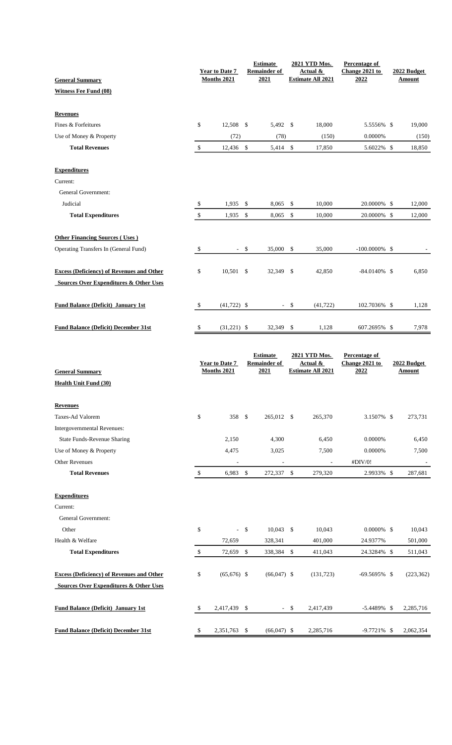| General Summary | Year to Date 7 Months 2021 | Estimate Remainder of 2021 | 2021 YTD Mos. Actual & Estimate All 2021 | Percentage of Change 2021 to 2022 | 2022 Budget Amount |
|---|---|---|---|---|---|
| **Witness Fee Fund (08)** | | | | | |
| **Revenues** | | | | | |
| Fines & Forfeitures | $ 12,508 | $ 5,492 | $ 18,000 | 5.5556% | $ 19,000 |
| Use of Money & Property | (72) | (78) | (150) | 0.0000% | (150) |
| **Total Revenues** | $ 12,436 | $ 5,414 | $ 17,850 | 5.6022% | $ 18,850 |
| **Expenditures** | | | | | |
| Current: | | | | | |
| General Government: | | | | | |
| Judicial | $ 1,935 | $ 8,065 | $ 10,000 | 20.0000% | $ 12,000 |
| **Total Expenditures** | $ 1,935 | $ 8,065 | $ 10,000 | 20.0000% | $ 12,000 |
| **Other Financing Sources ( Uses )** | | | | | |
| Operating Transfers In (General Fund) | $ - | $ 35,000 | $ 35,000 | -100.0000% | $ - |
| **Excess (Deficiency) of Revenues and Other Sources Over Expenditures & Other Uses** | $ 10,501 | $ 32,349 | $ 42,850 | -84.0140% | $ 6,850 |
| **Fund Balance (Deficit) January 1st** | $ (41,722) | $ - | $ (41,722) | 102.7036% | $ 1,128 |
| **Fund Balance (Deficit) December 31st** | $ (31,221) | $ 32,349 | $ 1,128 | 607.2695% | $ 7,978 |

| General Summary | Year to Date 7 Months 2021 | Estimate Remainder of 2021 | 2021 YTD Mos. Actual & Estimate All 2021 | Percentage of Change 2021 to 2022 | 2022 Budget Amount |
|---|---|---|---|---|---|
| **Health Unit Fund (30)** | | | | | |
| **Revenues** | | | | | |
| Taxes-Ad Valorem | $ 358 | $ 265,012 | $ 265,370 | 3.1507% | $ 273,731 |
| Intergovernmental Revenues: | | | | | |
| State Funds-Revenue Sharing | 2,150 | 4,300 | 6,450 | 0.0000% | 6,450 |
| Use of Money & Property | 4,475 | 3,025 | 7,500 | 0.0000% | 7,500 |
| Other Revenues | - | - | - | #DIV/0! | - |
| **Total Revenues** | $ 6,983 | $ 272,337 | $ 279,320 | 2.9933% | $ 287,681 |
| **Expenditures** | | | | | |
| Current: | | | | | |
| General Government: | | | | | |
| Other | $ - | $ 10,043 | $ 10,043 | 0.0000% | $ 10,043 |
| Health & Welfare | 72,659 | 328,341 | 401,000 | 24.9377% | 501,000 |
| **Total Expenditures** | $ 72,659 | $ 338,384 | $ 411,043 | 24.3284% | $ 511,043 |
| **Excess (Deficiency) of Revenues and Other Sources Over Expenditures & Other Uses** | $ (65,676) | $ (66,047) | $ (131,723) | -69.5695% | $ (223,362) |
| **Fund Balance (Deficit) January 1st** | $ 2,417,439 | $ - | $ 2,417,439 | -5.4489% | $ 2,285,716 |
| **Fund Balance (Deficit) December 31st** | $ 2,351,763 | $ (66,047) | $ 2,285,716 | -9.7721% | $ 2,062,354 |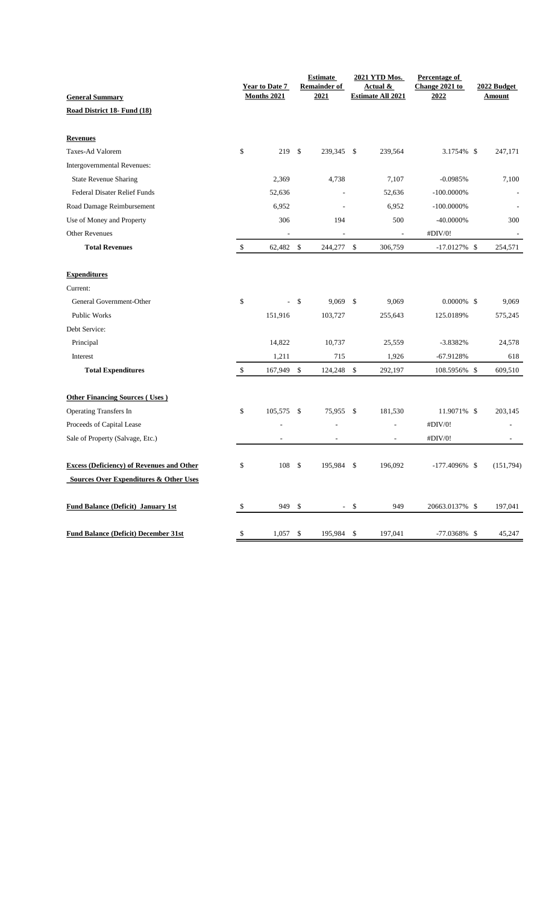| General Summary | Year to Date 7 Months 2021 | Estimate Remainder of 2021 | 2021 YTD Mos. Actual & Estimate All 2021 | Percentage of Change 2021 to 2022 | 2022 Budget Amount |
|---|---|---|---|---|---|
| **Road District 18- Fund (18)** | | | | | |
| **Revenues** | | | | | |
| Taxes-Ad Valorem | $ 219 | $ 239,345 | $ 239,564 | 3.1754% | $ 247,171 |
| Intergovernmental Revenues: | | | | | |
| State Revenue Sharing | 2,369 | 4,738 | 7,107 | -0.0985% | 7,100 |
| Federal Disater Relief Funds | 52,636 | - | 52,636 | -100.0000% | - |
| Road Damage Reimbursement | 6,952 | - | 6,952 | -100.0000% | - |
| Use of Money and Property | 306 | 194 | 500 | -40.0000% | 300 |
| Other Revenues | - | - | - | #DIV/0! | - |
| **Total Revenues** | $ 62,482 | $ 244,277 | $ 306,759 | -17.0127% | $ 254,571 |
| **Expenditures** | | | | | |
| Current: | | | | | |
| General Government-Other | $ - | $ 9,069 | $ 9,069 | 0.0000% | $ 9,069 |
| Public Works | 151,916 | 103,727 | 255,643 | 125.0189% | 575,245 |
| Debt Service: | | | | | |
| Principal | 14,822 | 10,737 | 25,559 | -3.8382% | 24,578 |
| Interest | 1,211 | 715 | 1,926 | -67.9128% | 618 |
| **Total Expenditures** | $ 167,949 | $ 124,248 | $ 292,197 | 108.5956% | $ 609,510 |
| **Other Financing Sources ( Uses )** | | | | | |
| Operating Transfers In | $ 105,575 | $ 75,955 | $ 181,530 | 11.9071% | $ 203,145 |
| Proceeds of Capital Lease | - | - | - | #DIV/0! | - |
| Sale of Property (Salvage, Etc.) | - | - | - | #DIV/0! | - |
| **Excess (Deficiency) of Revenues and Other Sources Over Expenditures & Other Uses** | $ 108 | $ 195,984 | $ 196,092 | -177.4096% | $ (151,794) |
| **Fund Balance (Deficit) January 1st** | $ 949 | $ - | $ 949 | 20663.0137% | $ 197,041 |
| **Fund Balance (Deficit) December 31st** | $ 1,057 | $ 195,984 | $ 197,041 | -77.0368% | $ 45,247 |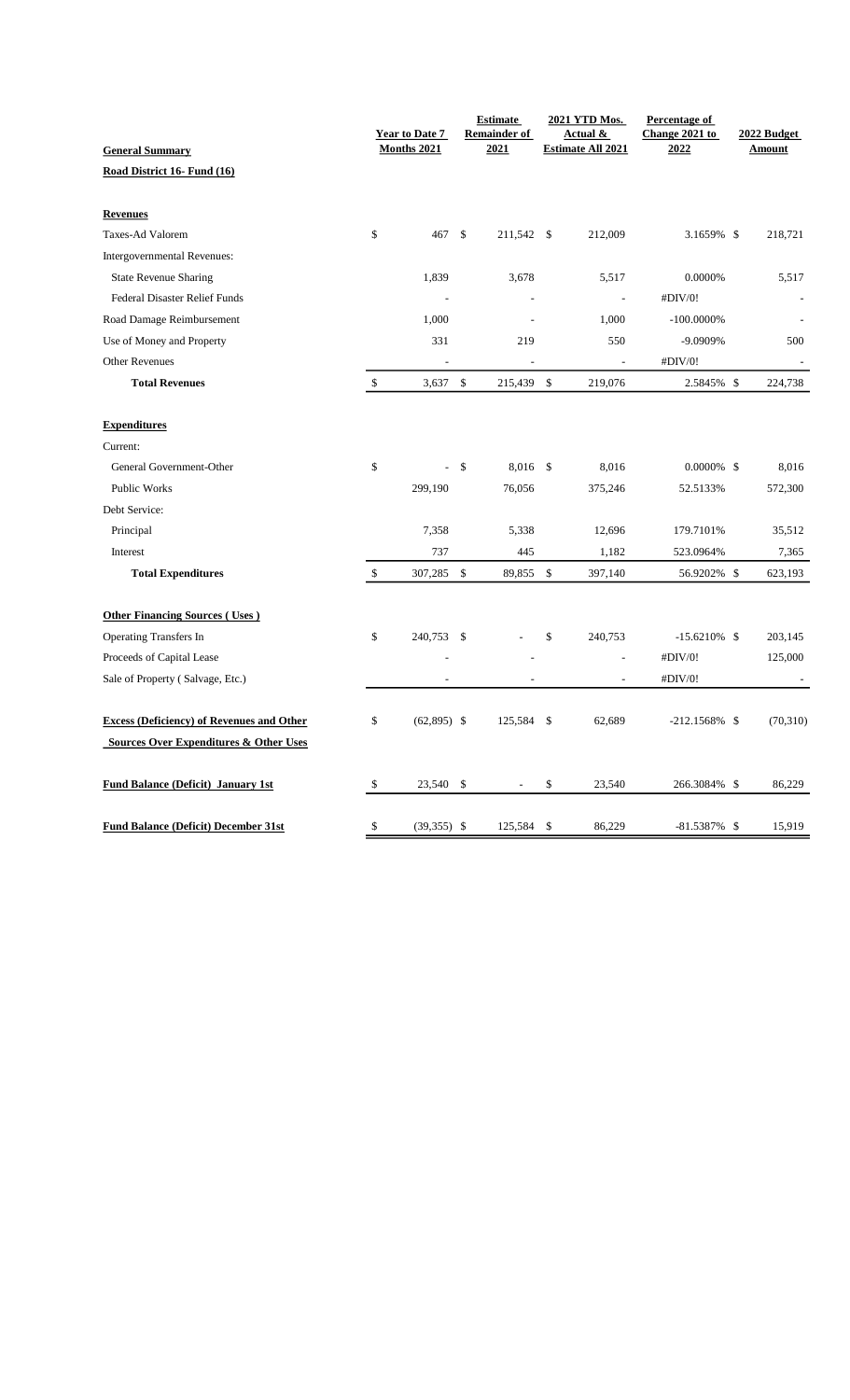| General Summary | Year to Date 7 Months 2021 | Estimate Remainder of 2021 | 2021 YTD Mos. Actual & Estimate All 2021 | Percentage of Change 2021 to 2022 | 2022 Budget Amount |
|---|---|---|---|---|---|
| **Road District 16- Fund (16)** | | | | | |
| **Revenues** | | | | | |
| Taxes-Ad Valorem | $ 467 | $ 211,542 | $ 212,009 | 3.1659% | $ 218,721 |
| Intergovernmental Revenues: | | | | | |
| State Revenue Sharing | 1,839 | 3,678 | 5,517 | 0.0000% | 5,517 |
| Federal Disaster Relief Funds | - | - | - | #DIV/0! | - |
| Road Damage Reimbursement | 1,000 | - | 1,000 | -100.0000% | - |
| Use of Money and Property | 331 | 219 | 550 | -9.0909% | 500 |
| Other Revenues | - | - | - | #DIV/0! | - |
| **Total Revenues** | $ 3,637 | $ 215,439 | $ 219,076 | 2.5845% | $ 224,738 |
| **Expenditures** | | | | | |
| Current: | | | | | |
| General Government-Other | $ - | $ 8,016 | $ 8,016 | 0.0000% | $ 8,016 |
| Public Works | 299,190 | 76,056 | 375,246 | 52.5133% | 572,300 |
| Debt Service: | | | | | |
| Principal | 7,358 | 5,338 | 12,696 | 179.7101% | 35,512 |
| Interest | 737 | 445 | 1,182 | 523.0964% | 7,365 |
| **Total Expenditures** | $ 307,285 | $ 89,855 | $ 397,140 | 56.9202% | $ 623,193 |
| **Other Financing Sources ( Uses )** | | | | | |
| Operating Transfers In | $ 240,753 | $ - | $ 240,753 | -15.6210% | $ 203,145 |
| Proceeds of Capital Lease | - | - | - | #DIV/0! | 125,000 |
| Sale of Property ( Salvage, Etc.) | - | - | - | #DIV/0! | - |
| **Excess (Deficiency) of Revenues and Other Sources Over Expenditures & Other Uses** | $ (62,895) | $ 125,584 | $ 62,689 | -212.1568% | $ (70,310) |
| **Fund Balance (Deficit) January 1st** | $ 23,540 | $ - | $ 23,540 | 266.3084% | $ 86,229 |
| **Fund Balance (Deficit) December 31st** | $ (39,355) | $ 125,584 | $ 86,229 | -81.5387% | $ 15,919 |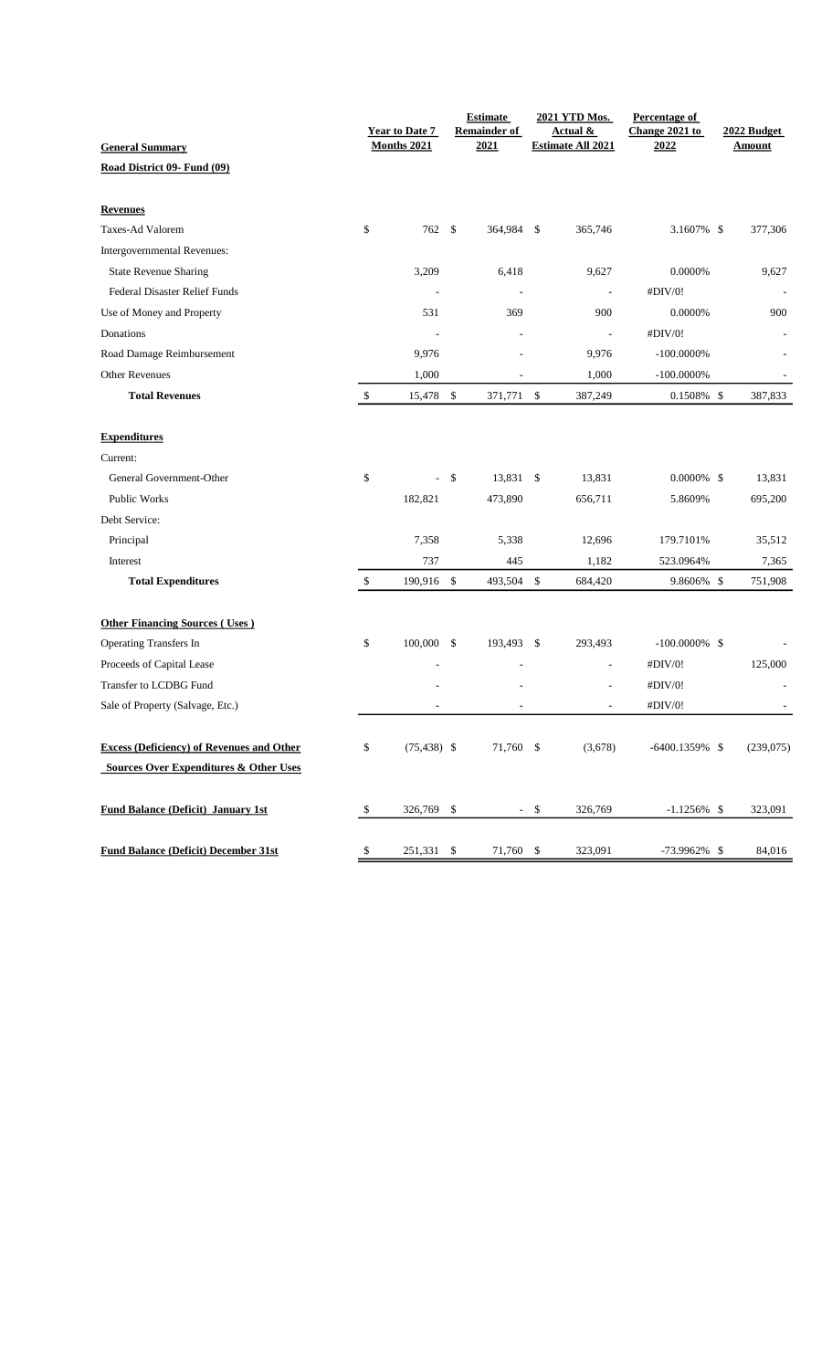| General Summary | Year to Date 7 Months 2021 | Estimate Remainder of 2021 | 2021 YTD Mos. Actual & Estimate All 2021 | Percentage of Change 2021 to 2022 | 2022 Budget Amount |
|---|---|---|---|---|---|
| **Road District 09- Fund (09)** | | | | | |
| **Revenues** | | | | | |
| Taxes-Ad Valorem | $ 762 | $ 364,984 | $ 365,746 | 3.1607% | $ 377,306 |
| Intergovernmental Revenues: | | | | | |
| State Revenue Sharing | 3,209 | 6,418 | 9,627 | 0.0000% | 9,627 |
| Federal Disaster Relief Funds | - | - | - | #DIV/0! | - |
| Use of Money and Property | 531 | 369 | 900 | 0.0000% | 900 |
| Donations | - | - | - | #DIV/0! | - |
| Road Damage Reimbursement | 9,976 | - | 9,976 | -100.0000% | - |
| Other Revenues | 1,000 | - | 1,000 | -100.0000% | - |
| **Total Revenues** | $ 15,478 | $ 371,771 | $ 387,249 | 0.1508% | $ 387,833 |
| **Expenditures** | | | | | |
| Current: | | | | | |
| General Government-Other | $ - | $ 13,831 | $ 13,831 | 0.0000% | $ 13,831 |
| Public Works | 182,821 | 473,890 | 656,711 | 5.8609% | 695,200 |
| Debt Service: | | | | | |
| Principal | 7,358 | 5,338 | 12,696 | 179.7101% | 35,512 |
| Interest | 737 | 445 | 1,182 | 523.0964% | 7,365 |
| **Total Expenditures** | $ 190,916 | $ 493,504 | $ 684,420 | 9.8606% | $ 751,908 |
| **Other Financing Sources ( Uses )** | | | | | |
| Operating Transfers In | $ 100,000 | $ 193,493 | $ 293,493 | -100.0000% | $ - |
| Proceeds of Capital Lease | - | - | - | #DIV/0! | 125,000 |
| Transfer to LCDBG Fund | - | - | - | #DIV/0! | - |
| Sale of Property (Salvage, Etc.) | - | - | - | #DIV/0! | - |
| **Excess (Deficiency) of Revenues and Other Sources Over Expenditures & Other Uses** | $ (75,438) | $ 71,760 | $ (3,678) | -6400.1359% | $ (239,075) |
| **Fund Balance (Deficit) January 1st** | $ 326,769 | $ - | $ 326,769 | -1.1256% | $ 323,091 |
| **Fund Balance (Deficit) December 31st** | $ 251,331 | $ 71,760 | $ 323,091 | -73.9962% | $ 84,016 |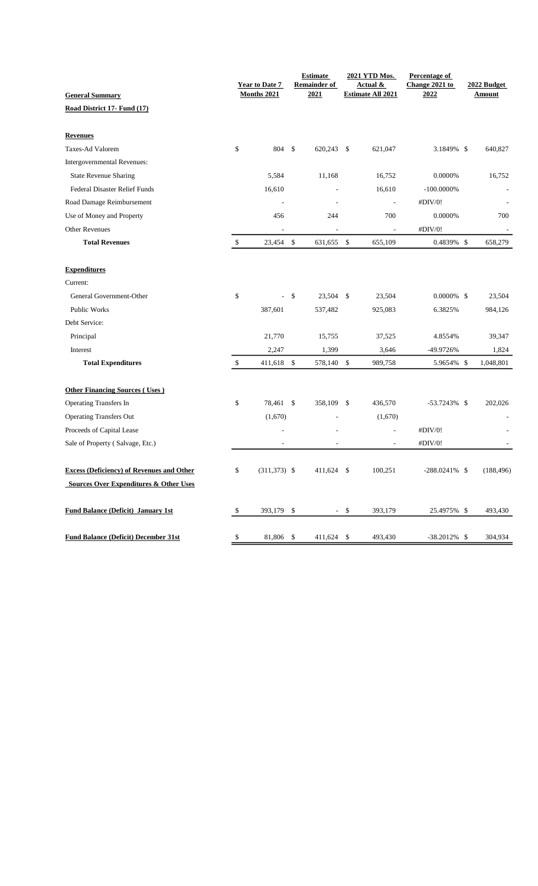| General Summary | Year to Date 7 Months 2021 | Estimate Remainder of 2021 | 2021 YTD Mos. Actual & Estimate All 2021 | Percentage of Change 2021 to 2022 | 2022 Budget Amount |
|---|---|---|---|---|---|
| **Road District 17- Fund (17)** | | | | | |
| **Revenues** | | | | | |
| Taxes-Ad Valorem | $ 804 | $ 620,243 | $ 621,047 | 3.1849% | $ 640,827 |
| Intergovernmental Revenues: | | | | | |
| State Revenue Sharing | 5,584 | 11,168 | 16,752 | 0.0000% | 16,752 |
| Federal Disaster Relief Funds | 16,610 | - | 16,610 | -100.0000% | - |
| Road Damage Reimbursement | - | - | - | #DIV/0! | - |
| Use of Money and Property | 456 | 244 | 700 | 0.0000% | 700 |
| Other Revenues | - | - | - | #DIV/0! | - |
| **Total Revenues** | $ 23,454 | $ 631,655 | $ 655,109 | 0.4839% | $ 658,279 |
| **Expenditures** | | | | | |
| Current: | | | | | |
| General Government-Other | $ - | $ 23,504 | $ 23,504 | 0.0000% | $ 23,504 |
| Public Works | 387,601 | 537,482 | 925,083 | 6.3825% | 984,126 |
| Debt Service: | | | | | |
| Principal | 21,770 | 15,755 | 37,525 | 4.8554% | 39,347 |
| Interest | 2,247 | 1,399 | 3,646 | -49.9726% | 1,824 |
| **Total Expenditures** | $ 411,618 | $ 578,140 | $ 989,758 | 5.9654% | $ 1,048,801 |
| **Other Financing Sources ( Uses )** | | | | | |
| Operating Transfers In | $ 78,461 | $ 358,109 | $ 436,570 | -53.7243% | $ 202,026 |
| Operating Transfers Out | (1,670) | - | (1,670) | | - |
| Proceeds of Capital Lease | - | - | - | #DIV/0! | - |
| Sale of Property ( Salvage, Etc.) | - | - | - | #DIV/0! | - |
| **Excess (Deficiency) of Revenues and Other Sources Over Expenditures & Other Uses** | $ (311,373) | $ 411,624 | $ 100,251 | -288.0241% | $ (188,496) |
| **Fund Balance (Deficit) January 1st** | $ 393,179 | $ - | $ 393,179 | 25.4975% | $ 493,430 |
| **Fund Balance (Deficit) December 31st** | $ 81,806 | $ 411,624 | $ 493,430 | -38.2012% | $ 304,934 |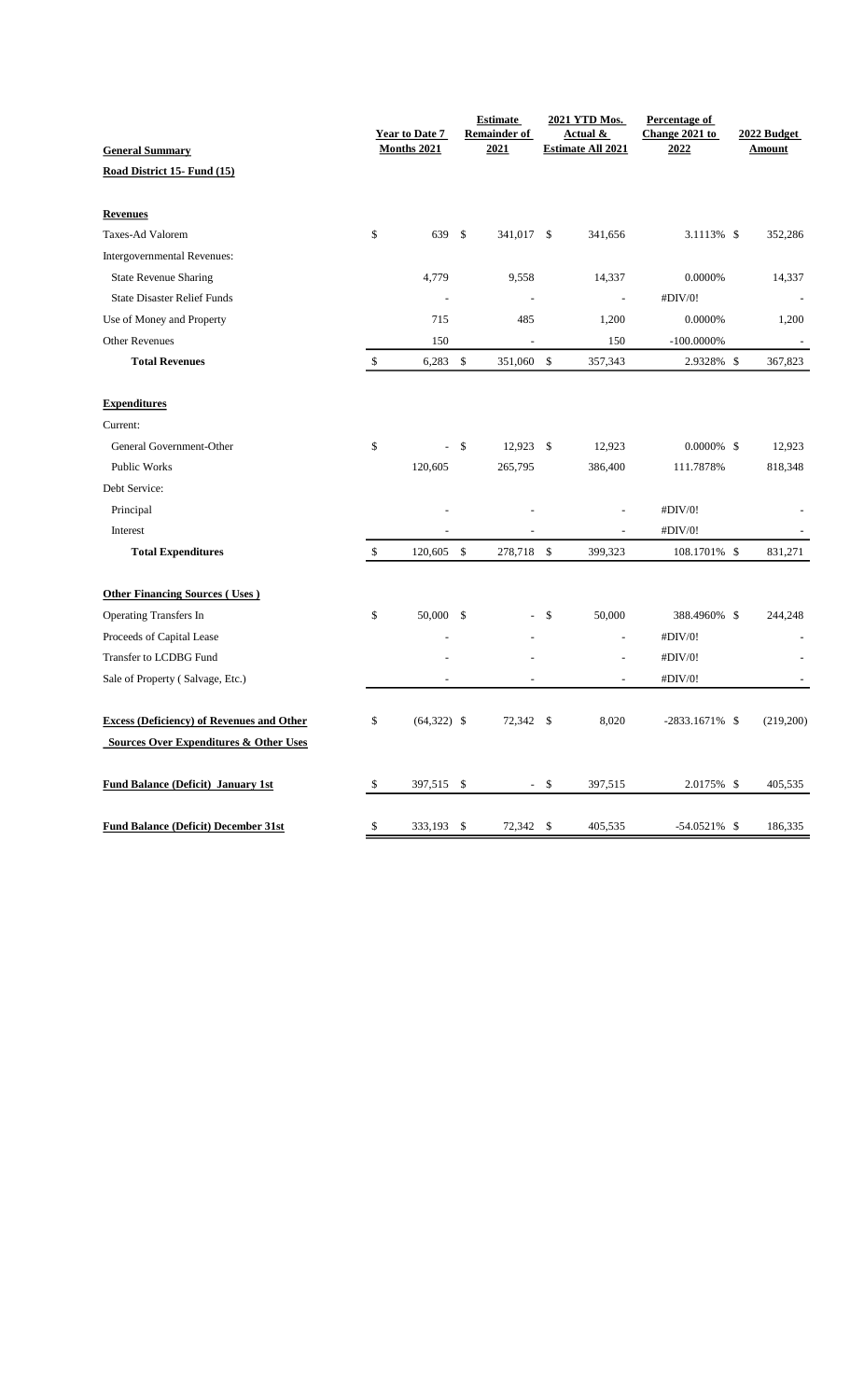| General Summary | Year to Date 7 Months 2021 | Estimate Remainder of 2021 | 2021 YTD Mos. Actual & Estimate All 2021 | Percentage of Change 2021 to 2022 | 2022 Budget Amount |
|---|---|---|---|---|---|
| **Road District 15- Fund (15)** | | | | | |
| **Revenues** | | | | | |
| Taxes-Ad Valorem | $ 639 | $ 341,017 | $ 341,656 | 3.1113% | $ 352,286 |
| Intergovernmental Revenues: | | | | | |
| State Revenue Sharing | 4,779 | 9,558 | 14,337 | 0.0000% | 14,337 |
| State Disaster Relief Funds | - | - | - | #DIV/0! | - |
| Use of Money and Property | 715 | 485 | 1,200 | 0.0000% | 1,200 |
| Other Revenues | 150 | - | 150 | -100.0000% | - |
| **Total Revenues** | $ 6,283 | $ 351,060 | $ 357,343 | 2.9328% | $ 367,823 |
| **Expenditures** | | | | | |
| Current: | | | | | |
| General Government-Other | $ - | $ 12,923 | $ 12,923 | 0.0000% | $ 12,923 |
| Public Works | 120,605 | 265,795 | 386,400 | 111.7878% | 818,348 |
| Debt Service: | | | | | |
| Principal | - | - | - | #DIV/0! | - |
| Interest | - | - | - | #DIV/0! | - |
| **Total Expenditures** | $ 120,605 | $ 278,718 | $ 399,323 | 108.1701% | $ 831,271 |
| **Other Financing Sources ( Uses )** | | | | | |
| Operating Transfers In | $ 50,000 | $ - | $ 50,000 | 388.4960% | $ 244,248 |
| Proceeds of Capital Lease | - | - | - | #DIV/0! | - |
| Transfer to LCDBG Fund | - | - | - | #DIV/0! | - |
| Sale of Property ( Salvage, Etc.) | - | - | - | #DIV/0! | - |
| **Excess (Deficiency) of Revenues and Other Sources Over Expenditures & Other Uses** | $ (64,322) | $ 72,342 | $ 8,020 | -2833.1671% | $ (219,200) |
| **Fund Balance (Deficit) January 1st** | $ 397,515 | $ - | $ 397,515 | 2.0175% | $ 405,535 |
| **Fund Balance (Deficit) December 31st** | $ 333,193 | $ 72,342 | $ 405,535 | -54.0521% | $ 186,335 |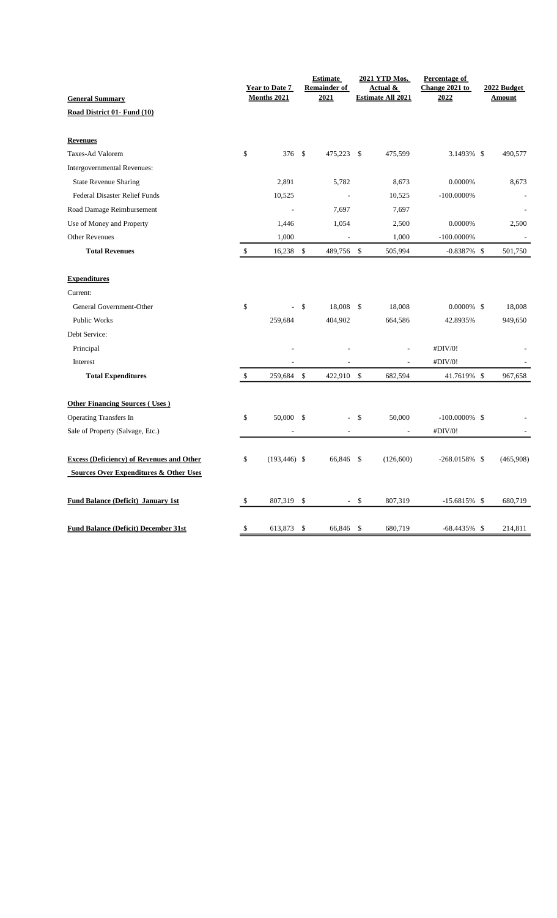| General Summary | Year to Date 7 Months 2021 | Estimate Remainder of 2021 | 2021 YTD Mos. Actual & Estimate All 2021 | Percentage of Change 2021 to 2022 | 2022 Budget Amount |
|---|---|---|---|---|---|
| **Road District 01- Fund (10)** | | | | | |
| **Revenues** | | | | | |
| Taxes-Ad Valorem | $ 376 | $ 475,223 | $ 475,599 | 3.1493% | $ 490,577 |
| Intergovernmental Revenues: | | | | | |
| State Revenue Sharing | 2,891 | 5,782 | 8,673 | 0.0000% | 8,673 |
| Federal Disaster Relief Funds | 10,525 | - | 10,525 | -100.0000% | - |
| Road Damage Reimbursement | - | 7,697 | 7,697 | | - |
| Use of Money and Property | 1,446 | 1,054 | 2,500 | 0.0000% | 2,500 |
| Other Revenues | 1,000 | - | 1,000 | -100.0000% | - |
| **Total Revenues** | $ 16,238 | $ 489,756 | $ 505,994 | -0.8387% | $ 501,750 |
| **Expenditures** | | | | | |
| Current: | | | | | |
| General Government-Other | $ - | $ 18,008 | $ 18,008 | 0.0000% | $ 18,008 |
| Public Works | 259,684 | 404,902 | 664,586 | 42.8935% | 949,650 |
| Debt Service: | | | | | |
| Principal | - | - | - | #DIV/0! | - |
| Interest | - | - | - | #DIV/0! | - |
| **Total Expenditures** | $ 259,684 | $ 422,910 | $ 682,594 | 41.7619% | $ 967,658 |
| **Other Financing Sources ( Uses )** | | | | | |
| Operating Transfers In | $ 50,000 | $ - | $ 50,000 | -100.0000% | $ - |
| Sale of Property (Salvage, Etc.) | - | - | - | #DIV/0! | - |
| **Excess (Deficiency) of Revenues and Other Sources Over Expenditures & Other Uses** | $ (193,446) | $ 66,846 | $ (126,600) | -268.0158% | $ (465,908) |
| **Fund Balance (Deficit) January 1st** | $ 807,319 | $ - | $ 807,319 | -15.6815% | $ 680,719 |
| **Fund Balance (Deficit) December 31st** | $ 613,873 | $ 66,846 | $ 680,719 | -68.4435% | $ 214,811 |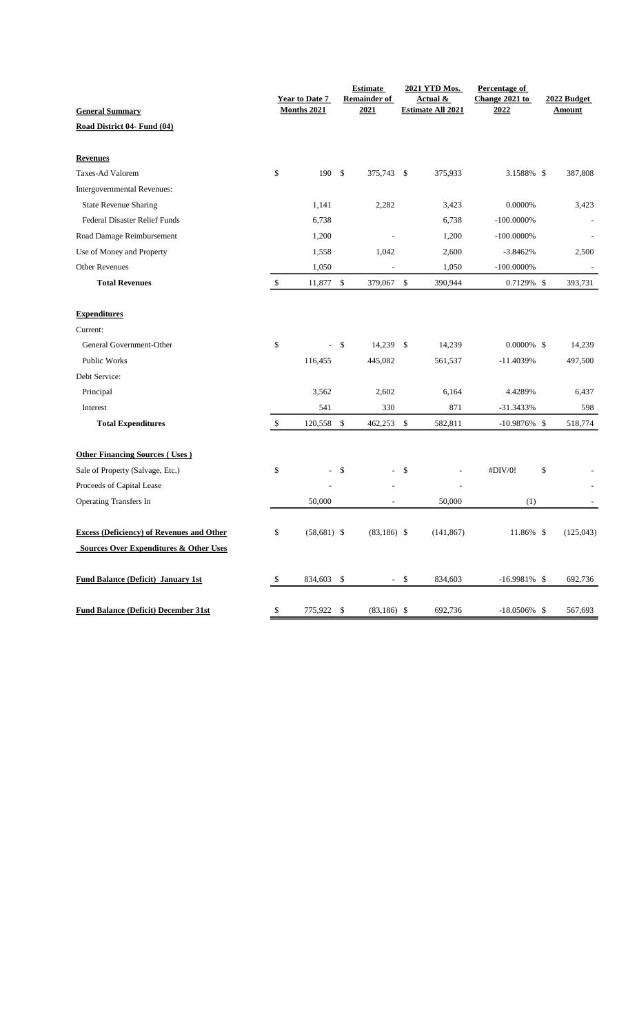| General Summary | Year to Date 7 Months 2021 | Estimate Remainder of 2021 | 2021 YTD Mos. Actual & Estimate All 2021 | Percentage of Change 2021 to 2022 | 2022 Budget Amount |
|---|---|---|---|---|---|
| **Road District 04- Fund (04)** | | | | | |
| **Revenues** | | | | | |
| Taxes-Ad Valorem | $ 190 | $ 375,743 | $ 375,933 | 3.1588% | $ 387,808 |
| Intergovernmental Revenues: | | | | | |
| State Revenue Sharing | 1,141 | 2,282 | 3,423 | 0.0000% | 3,423 |
| Federal Disaster Relief Funds | 6,738 | | 6,738 | -100.0000% | - |
| Road Damage Reimbursement | 1,200 | - | 1,200 | -100.0000% | - |
| Use of Money and Property | 1,558 | 1,042 | 2,600 | -3.8462% | 2,500 |
| Other Revenues | 1,050 | - | 1,050 | -100.0000% | - |
| **Total Revenues** | $ 11,877 | $ 379,067 | $ 390,944 | 0.7129% | $ 393,731 |
| **Expenditures** | | | | | |
| Current: | | | | | |
| General Government-Other | $ - | $ 14,239 | $ 14,239 | 0.0000% | $ 14,239 |
| Public Works | 116,455 | 445,082 | 561,537 | -11.4039% | 497,500 |
| Debt Service: | | | | | |
| Principal | 3,562 | 2,602 | 6,164 | 4.4289% | 6,437 |
| Interest | 541 | 330 | 871 | -31.3433% | 598 |
| **Total Expenditures** | $ 120,558 | $ 462,253 | $ 582,811 | -10.9876% | $ 518,774 |
| **Other Financing Sources ( Uses )** | | | | | |
| Sale of Property (Salvage, Etc.) | $ - | $ - | $ - | #DIV/0! | $ - |
| Proceeds of Capital Lease | - | - | - | | - |
| Operating Transfers In | 50,000 | - | 50,000 | (1) | - |
| **Excess (Deficiency) of Revenues and Other Sources Over Expenditures & Other Uses** | $ (58,681) | $ (83,186) | $ (141,867) | 11.86% | $ (125,043) |
| **Fund Balance (Deficit) January 1st** | $ 834,603 | $ - | $ 834,603 | -16.9981% | $ 692,736 |
| **Fund Balance (Deficit) December 31st** | $ 775,922 | $ (83,186) | $ 692,736 | -18.0506% | $ 567,693 |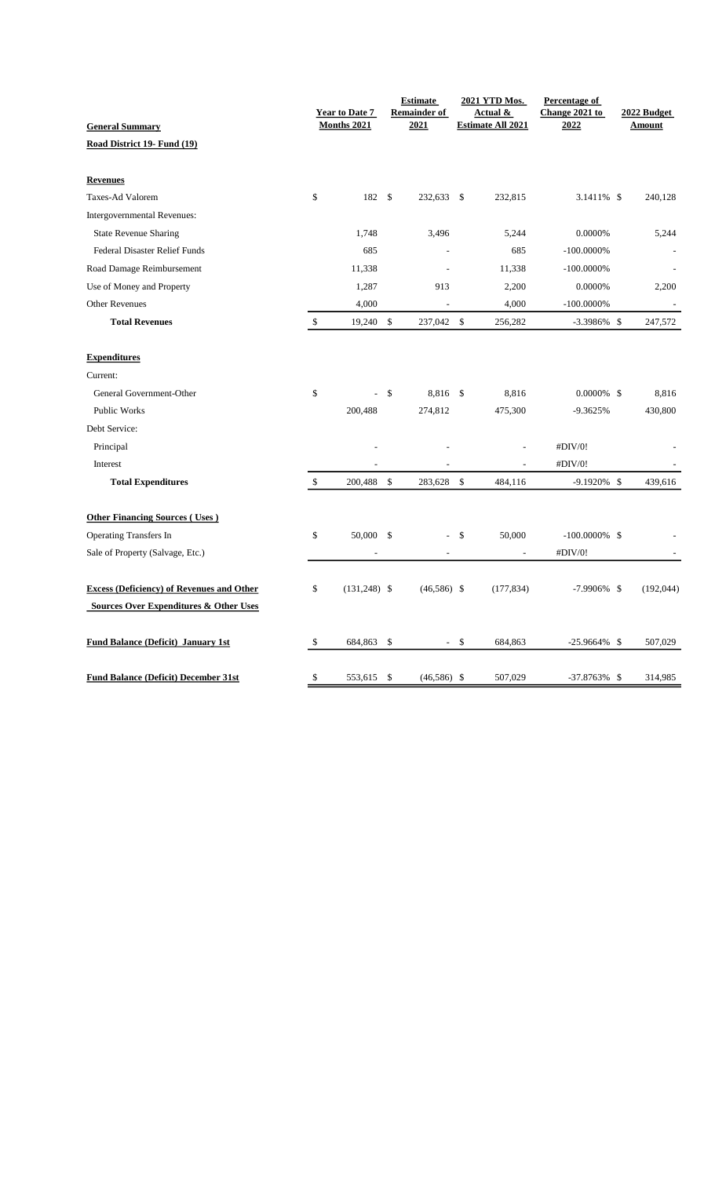| General Summary | Year to Date 7 Months 2021 | Estimate Remainder of 2021 | 2021 YTD Mos. Actual & Estimate All 2021 | Percentage of Change 2021 to 2022 | 2022 Budget Amount |
|---|---|---|---|---|---|
| **Road District 19- Fund (19)** | | | | | |
| **Revenues** | | | | | |
| Taxes-Ad Valorem | $ 182 | $ 232,633 | $ 232,815 | 3.1411% | $ 240,128 |
| Intergovernmental Revenues: | | | | | |
| State Revenue Sharing | 1,748 | 3,496 | 5,244 | 0.0000% | 5,244 |
| Federal Disaster Relief Funds | 685 | - | 685 | -100.0000% | - |
| Road Damage Reimbursement | 11,338 | - | 11,338 | -100.0000% | - |
| Use of Money and Property | 1,287 | 913 | 2,200 | 0.0000% | 2,200 |
| Other Revenues | 4,000 | - | 4,000 | -100.0000% | - |
| **Total Revenues** | $ 19,240 | $ 237,042 | $ 256,282 | -3.3986% | $ 247,572 |
| **Expenditures** | | | | | |
| Current: | | | | | |
| General Government-Other | $ - | $ 8,816 | $ 8,816 | 0.0000% | $ 8,816 |
| Public Works | 200,488 | 274,812 | 475,300 | -9.3625% | 430,800 |
| Debt Service: | | | | | |
| Principal | - | - | - | #DIV/0! | - |
| Interest | - | - | - | #DIV/0! | - |
| **Total Expenditures** | $ 200,488 | $ 283,628 | $ 484,116 | -9.1920% | $ 439,616 |
| **Other Financing Sources ( Uses )** | | | | | |
| Operating Transfers In | $ 50,000 | $ - | $ 50,000 | -100.0000% | $ - |
| Sale of Property (Salvage, Etc.) | - | - | - | #DIV/0! | - |
| **Excess (Deficiency) of Revenues and Other Sources Over Expenditures & Other Uses** | $ (131,248) | $ (46,586) | $ (177,834) | -7.9906% | $ (192,044) |
| **Fund Balance (Deficit) January 1st** | $ 684,863 | $ - | $ 684,863 | -25.9664% | $ 507,029 |
| **Fund Balance (Deficit) December 31st** | $ 553,615 | $ (46,586) | $ 507,029 | -37.8763% | $ 314,985 |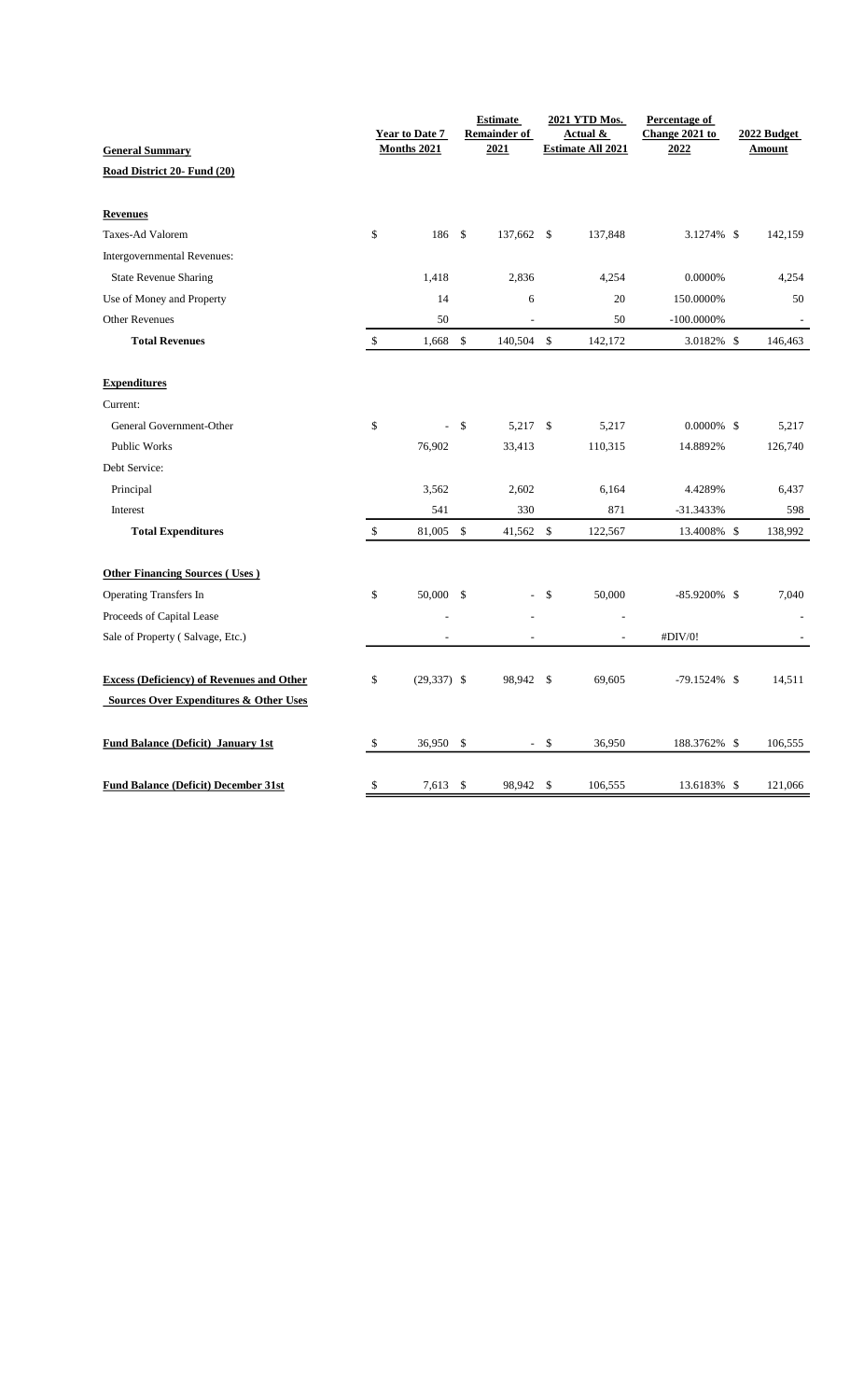| General Summary | Year to Date 7 Months 2021 | Estimate Remainder of 2021 | 2021 YTD Mos. Actual & Estimate All 2021 | Percentage of Change 2021 to 2022 | 2022 Budget Amount |
|---|---|---|---|---|---|
| **Road District 20- Fund (20)** | | | | | |
| **Revenues** | | | | | |
| Taxes-Ad Valorem | $ 186 | $ 137,662 | $ 137,848 | 3.1274% | $ 142,159 |
| Intergovernmental Revenues: | | | | | |
| State Revenue Sharing | 1,418 | 2,836 | 4,254 | 0.0000% | 4,254 |
| Use of Money and Property | 14 | 6 | 20 | 150.0000% | 50 |
| Other Revenues | 50 | - | 50 | -100.0000% | - |
| **Total Revenues** | $ 1,668 | $ 140,504 | $ 142,172 | 3.0182% | $ 146,463 |
| **Expenditures** | | | | | |
| Current: | | | | | |
| General Government-Other | $ - | $ 5,217 | $ 5,217 | 0.0000% | $ 5,217 |
| Public Works | 76,902 | 33,413 | 110,315 | 14.8892% | 126,740 |
| Debt Service: | | | | | |
| Principal | 3,562 | 2,602 | 6,164 | 4.4289% | 6,437 |
| Interest | 541 | 330 | 871 | -31.3433% | 598 |
| **Total Expenditures** | $ 81,005 | $ 41,562 | $ 122,567 | 13.4008% | $ 138,992 |
| **Other Financing Sources ( Uses )** | | | | | |
| Operating Transfers In | $ 50,000 | $ - | $ 50,000 | -85.9200% | $ 7,040 |
| Proceeds of Capital Lease | - | - | - | | - |
| Sale of Property ( Salvage, Etc.) | - | - | - | #DIV/0! | - |
| **Excess (Deficiency) of Revenues and Other Sources Over Expenditures & Other Uses** | $ (29,337) | $ 98,942 | $ 69,605 | -79.1524% | $ 14,511 |
| **Fund Balance (Deficit) January 1st** | $ 36,950 | $ - | $ 36,950 | 188.3762% | $ 106,555 |
| **Fund Balance (Deficit) December 31st** | $ 7,613 | $ 98,942 | $ 106,555 | 13.6183% | $ 121,066 |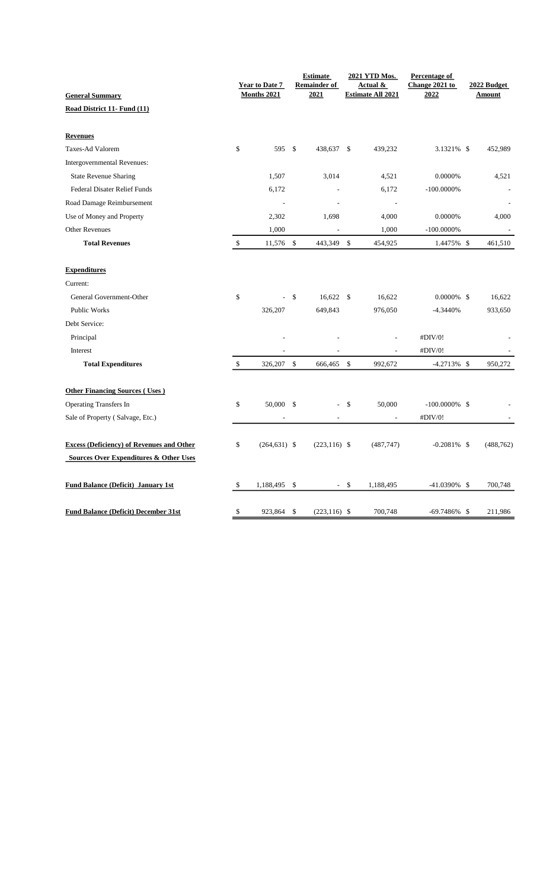| General Summary | Year to Date 7 Months 2021 | Estimate Remainder of 2021 | 2021 YTD Mos. Actual & Estimate All 2021 | Percentage of Change 2021 to 2022 | 2022 Budget Amount |
|---|---|---|---|---|---|
| **Road District 11- Fund (11)** | | | | | |
| **Revenues** | | | | | |
| Taxes-Ad Valorem | $ 595 | $ 438,637 | $ 439,232 | 3.1321% | $ 452,989 |
| Intergovernmental Revenues: | | | | | |
| State Revenue Sharing | 1,507 | 3,014 | 4,521 | 0.0000% | 4,521 |
| Federal Disater Relief Funds | 6,172 | - | 6,172 | -100.0000% | - |
| Road Damage Reimbursement | - | - | - | | - |
| Use of Money and Property | 2,302 | 1,698 | 4,000 | 0.0000% | 4,000 |
| Other Revenues | 1,000 | - | 1,000 | -100.0000% | - |
| **Total Revenues** | $ 11,576 | $ 443,349 | $ 454,925 | 1.4475% | $ 461,510 |
| **Expenditures** | | | | | |
| Current: | | | | | |
| General Government-Other | $ - | $ 16,622 | $ 16,622 | 0.0000% | $ 16,622 |
| Public Works | 326,207 | 649,843 | 976,050 | -4.3440% | 933,650 |
| Debt Service: | | | | | |
| Principal | - | - | - | #DIV/0! | - |
| Interest | - | - | - | #DIV/0! | - |
| **Total Expenditures** | $ 326,207 | $ 666,465 | $ 992,672 | -4.2713% | $ 950,272 |
| **Other Financing Sources ( Uses )** | | | | | |
| Operating Transfers In | $ 50,000 | $ - | $ 50,000 | -100.0000% | $ - |
| Sale of Property ( Salvage, Etc.) | - | - | - | #DIV/0! | - |
| **Excess (Deficiency) of Revenues and Other Sources Over Expenditures & Other Uses** | $ (264,631) | $ (223,116) | $ (487,747) | -0.2081% | $ (488,762) |
| **Fund Balance (Deficit) January 1st** | $ 1,188,495 | $ - | $ 1,188,495 | -41.0390% | $ 700,748 |
| **Fund Balance (Deficit) December 31st** | $ 923,864 | $ (223,116) | $ 700,748 | -69.7486% | $ 211,986 |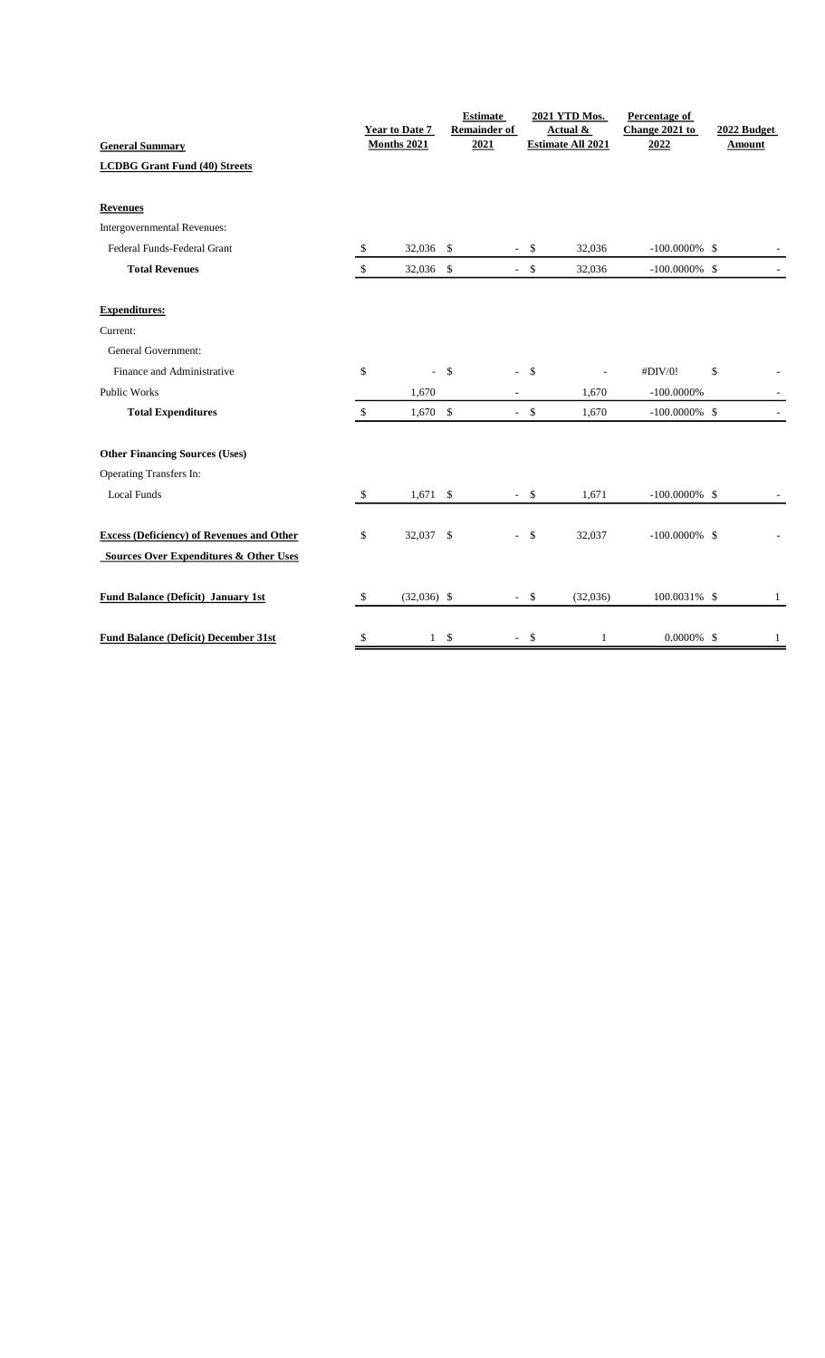| General Summary | Year to Date 7 Months 2021 | Estimate Remainder of 2021 | 2021 YTD Mos. Actual & Estimate All 2021 | Percentage of Change 2021 to 2022 | 2022 Budget Amount |
|---|---|---|---|---|---|
| **LCDBG Grant Fund (40) Streets** | | | | | |
| **Revenues** | | | | | |
| Intergovernmental Revenues: | | | | | |
| Federal Funds-Federal Grant | $ 32,036 | $ - | $ 32,036 | -100.0000% | $ - |
| **Total Revenues** | $ 32,036 | $ - | $ 32,036 | -100.0000% | $ - |
| **Expenditures:** | | | | | |
| Current: | | | | | |
| General Government: | | | | | |
| Finance and Administrative | $ - | $ - | $ - | #DIV/0! | $ - |
| Public Works | 1,670 | - | 1,670 | -100.0000% | - |
| **Total Expenditures** | $ 1,670 | $ - | $ 1,670 | -100.0000% | $ - |
| **Other Financing Sources (Uses)** | | | | | |
| Operating Transfers In: | | | | | |
| Local Funds | $ 1,671 | $ - | $ 1,671 | -100.0000% | $ - |
| **Excess (Deficiency) of Revenues and Other Sources Over Expenditures & Other Uses** | $ 32,037 | $ - | $ 32,037 | -100.0000% | $ - |
| **Fund Balance (Deficit) January 1st** | $ (32,036) | $ - | $ (32,036) | 100.0031% | $ 1 |
| **Fund Balance (Deficit) December 31st** | $ 1 | $ - | $ 1 | 0.0000% | $ 1 |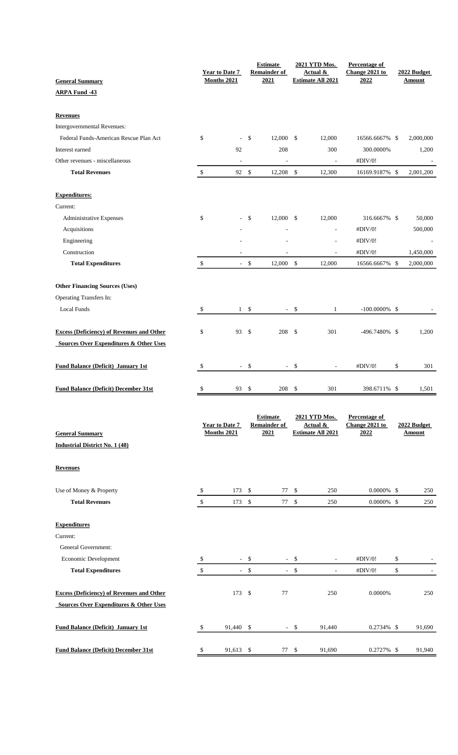| General Summary | Year to Date 7 Months 2021 | Estimate Remainder of 2021 | 2021 YTD Mos. Actual & Estimate All 2021 | Percentage of Change 2021 to 2022 | 2022 Budget Amount |
|---|---|---|---|---|---|
| **ARPA Fund -43** | | | | | |
| **Revenues** | | | | | |
| Intergovernmental Revenues: | | | | | |
| Federal Funds-American Rescue Plan Act | $ - | $ 12,000 | $ 12,000 | 16566.6667% | $ 2,000,000 |
| Interest earned | 92 | 208 | 300 | 300.0000% | 1,200 |
| Other revenues - miscellaneous | - | - | - | #DIV/0! | - |
| **Total Revenues** | $ 92 | $ 12,208 | $ 12,300 | 16169.9187% | $ 2,001,200 |
| **Expenditures:** | | | | | |
| Current: | | | | | |
| Administrative Expenses | $ - | $ 12,000 | $ 12,000 | 316.6667% | $ 50,000 |
| Acquisitions | - | - | - | #DIV/0! | 500,000 |
| Engineering | - | - | - | #DIV/0! | - |
| Construction | - | - | - | #DIV/0! | 1,450,000 |
| **Total Expenditures** | $ - | $ 12,000 | $ 12,000 | 16566.6667% | $ 2,000,000 |
| **Other Financing Sources (Uses)** | | | | | |
| Operating Transfers In: | | | | | |
| Local Funds | $ 1 | $ - | $ 1 | -100.0000% | $ - |
| **Excess (Deficiency) of Revenues and Other Sources Over Expenditures & Other Uses** | $ 93 | $ 208 | $ 301 | -496.7480% | $ 1,200 |
| **Fund Balance (Deficit) January 1st** | $ - | $ - | $ - | #DIV/0! | $ 301 |
| **Fund Balance (Deficit) December 31st** | $ 93 | $ 208 | $ 301 | 398.6711% | $ 1,501 |

| General Summary | Year to Date 7 Months 2021 | Estimate Remainder of 2021 | 2021 YTD Mos. Actual & Estimate All 2021 | Percentage of Change 2021 to 2022 | 2022 Budget Amount |
|---|---|---|---|---|---|
| **Industrial District No. 1 (48)** | | | | | |
| **Revenues** | | | | | |
| Use of Money & Property | $ 173 | $ 77 | $ 250 | 0.0000% | $ 250 |
| **Total Revenues** | $ 173 | $ 77 | $ 250 | 0.0000% | $ 250 |
| **Expenditures** | | | | | |
| Current: | | | | | |
| General Government: | | | | | |
| Economic Development | $ - | $ - | $ - | #DIV/0! | $ - |
| **Total Expenditures** | $ - | $ - | $ - | #DIV/0! | $ - |
| **Excess (Deficiency) of Revenues and Other Sources Over Expenditures & Other Uses** | 173 | $ 77 | 250 | 0.0000% | 250 |
| **Fund Balance (Deficit) January 1st** | $ 91,440 | $ - | $ 91,440 | 0.2734% | $ 91,690 |
| **Fund Balance (Deficit) December 31st** | $ 91,613 | $ 77 | $ 91,690 | 0.2727% | $ 91,940 |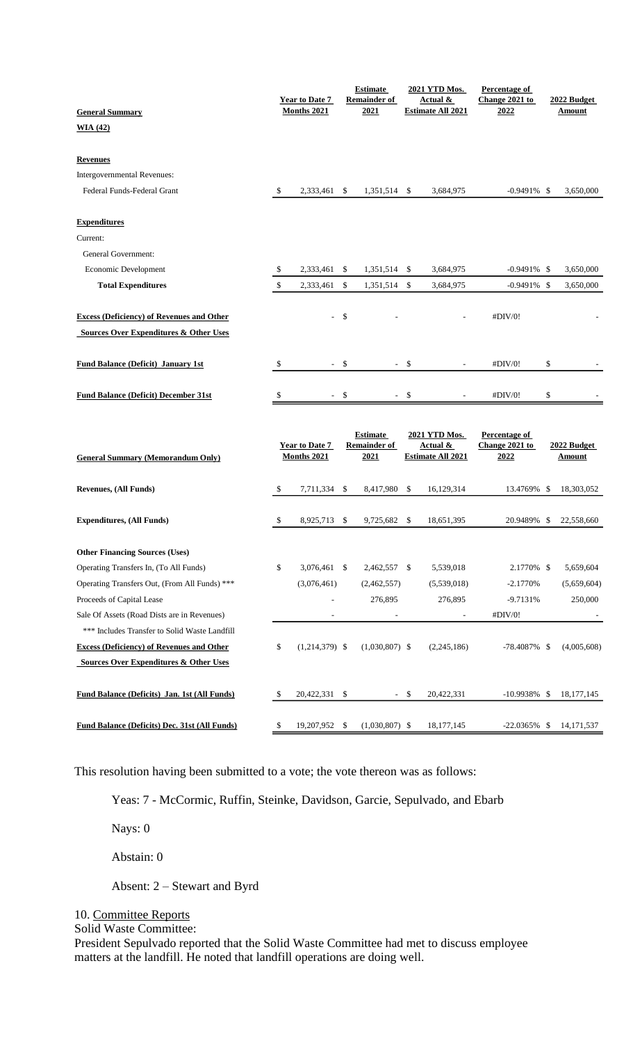| General Summary | Year to Date 7 Months 2021 | Estimate Remainder of 2021 | 2021 YTD Mos. Actual & Estimate All 2021 | Percentage of Change 2021 to 2022 | 2022 Budget Amount |
|---|---|---|---|---|---|
| **WIA (42)** | | | | | |
| **Revenues** | | | | | |
| Intergovernmental Revenues: | | | | | |
| Federal Funds-Federal Grant | $ 2,333,461 | $ 1,351,514 | $ 3,684,975 | -0.9491% | $ 3,650,000 |
| **Expenditures** | | | | | |
| Current: | | | | | |
| General Government: | | | | | |
| Economic Development | $ 2,333,461 | $ 1,351,514 | $ 3,684,975 | -0.9491% | $ 3,650,000 |
| **Total Expenditures** | $ 2,333,461 | $ 1,351,514 | $ 3,684,975 | -0.9491% | $ 3,650,000 |
| **Excess (Deficiency) of Revenues and Other Sources Over Expenditures & Other Uses** | - | $ - | - | #DIV/0! | - |
| **Fund Balance (Deficit) January 1st** | $ - | $ - | $ - | #DIV/0! | $ - |
| **Fund Balance (Deficit) December 31st** | $ - | $ - | $ - | #DIV/0! | $ - |

| General Summary (Memorandum Only) | Year to Date 7 Months 2021 | Estimate Remainder of 2021 | 2021 YTD Mos. Actual & Estimate All 2021 | Percentage of Change 2021 to 2022 | 2022 Budget Amount |
|---|---|---|---|---|---|
| **Revenues, (All Funds)** | $ 7,711,334 | $ 8,417,980 | $ 16,129,314 | 13.4769% | $ 18,303,052 |
| **Expenditures, (All Funds)** | $ 8,925,713 | $ 9,725,682 | $ 18,651,395 | 20.9489% | $ 22,558,660 |
| **Other Financing Sources (Uses)** | | | | | |
| Operating Transfers In, (To All Funds) | $ 3,076,461 | $ 2,462,557 | $ 5,539,018 | 2.1770% | $ 5,659,604 |
| Operating Transfers Out, (From All Funds) *** | (3,076,461) | (2,462,557) | (5,539,018) | -2.1770% | (5,659,604) |
| Proceeds of Capital Lease | - | 276,895 | 276,895 | -9.7131% | 250,000 |
| Sale Of Assets (Road Dists are in Revenues) | - | - | - | #DIV/0! | - |
| *** Includes Transfer to Solid Waste Landfill | | | | | |
| **Excess (Deficiency) of Revenues and Other Sources Over Expenditures & Other Uses** | $ (1,214,379) | $ (1,030,807) | $ (2,245,186) | -78.4087% | $ (4,005,608) |
| **Fund Balance (Deficits) Jan. 1st (All Funds)** | $ 20,422,331 | $ - | $ 20,422,331 | -10.9938% | $ 18,177,145 |
| **Fund Balance (Deficits) Dec. 31st (All Funds)** | $ 19,207,952 | $ (1,030,807) | $ 18,177,145 | -22.0365% | $ 14,171,537 |

This resolution having been submitted to a vote; the vote thereon was as follows:

Yeas: 7 - McCormic, Ruffin, Steinke, Davidson, Garcie, Sepulvado, and Ebarb

Nays: 0

Abstain: 0

Absent: 2 – Stewart and Byrd

10. Committee Reports

Solid Waste Committee:

President Sepulvado reported that the Solid Waste Committee had met to discuss employee matters at the landfill. He noted that landfill operations are doing well.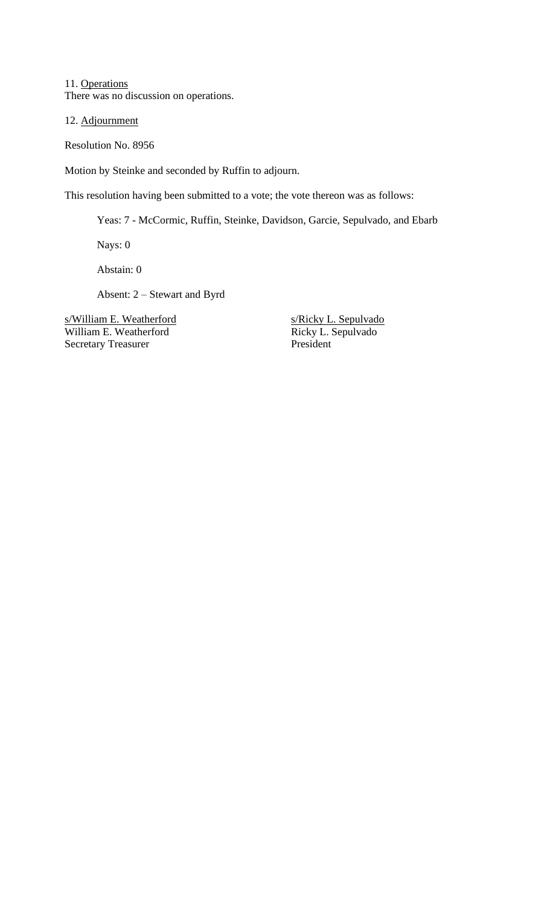11. Operations

There was no discussion on operations.

12. Adjournment

Resolution No. 8956

Motion by Steinke and seconded by Ruffin to adjourn.

This resolution having been submitted to a vote; the vote thereon was as follows:

Yeas: 7 - McCormic, Ruffin, Steinke, Davidson, Garcie, Sepulvado, and Ebarb

Nays: 0

Abstain: 0

Absent: 2 – Stewart and Byrd

| | |
|---|---|
| s/William E. Weatherford | s/Ricky L. Sepulvado |
| William E. Weatherford | Ricky L. Sepulvado |
| Secretary Treasurer | President |